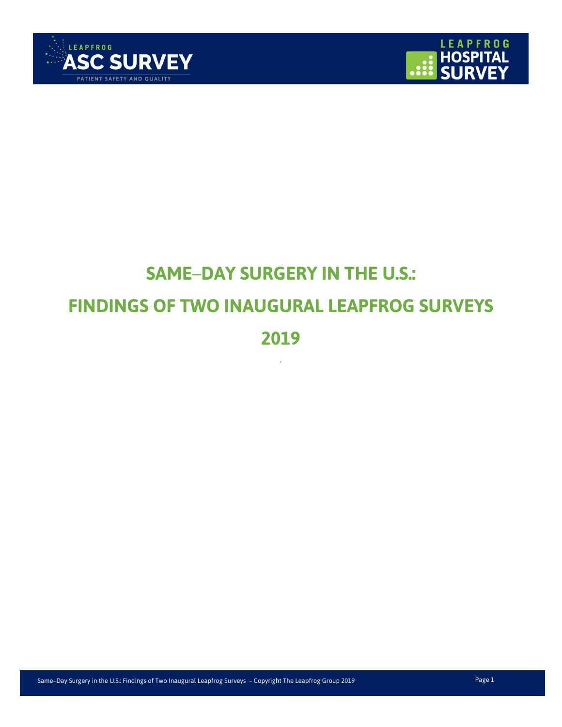# SAME–DAY SURGERY IN THE U.S.:

# FINDINGS OF TWO INAUGURAL LEAPFROG SURVEYS

# 2019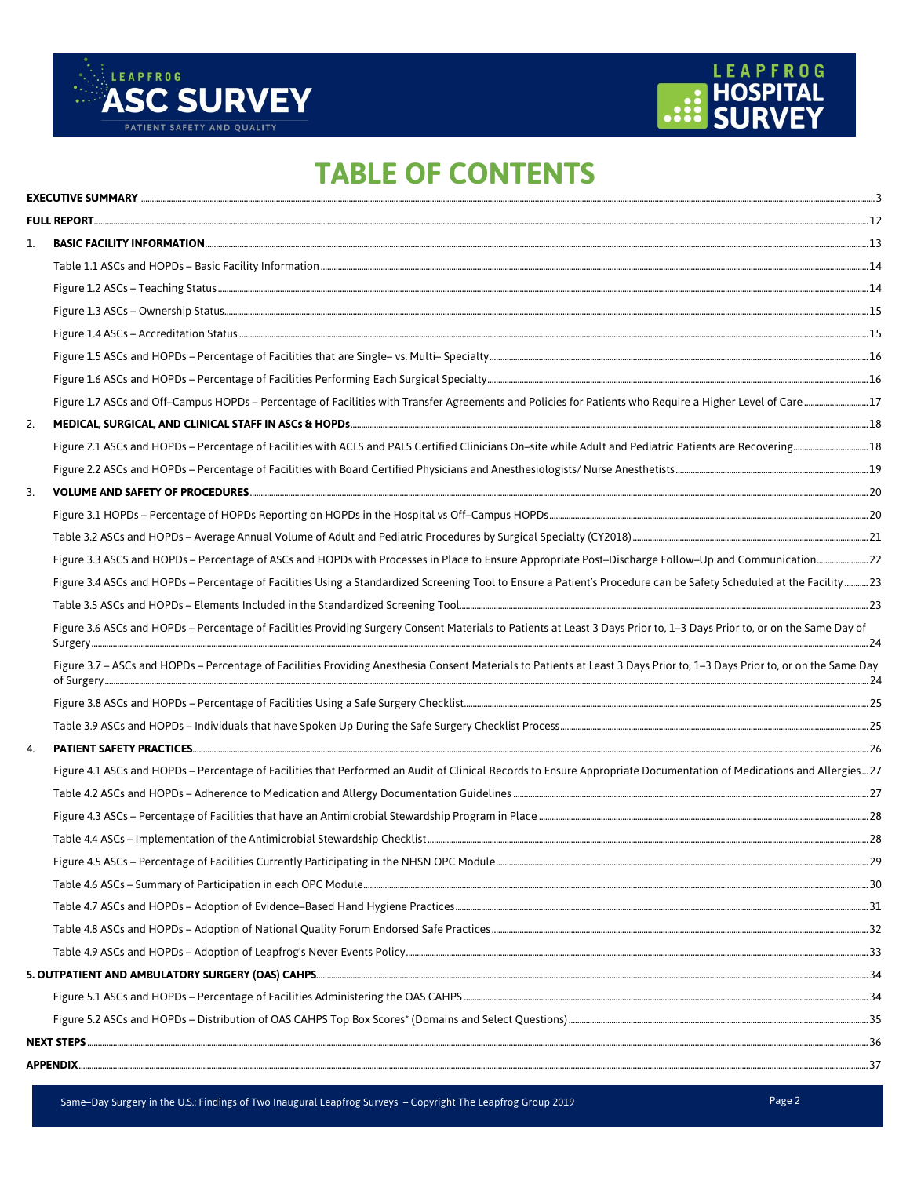# TABLE OF CONTENTS

**EXECUTIVE SUMMARY** ............ 3

**FULL REPORT** ............ 12

1. **BASIC FACILITY INFORMATION** ............ 13
   - Table 1.1 ASCs and HOPDs – Basic Facility Information ............ 14
   - Figure 1.2 ASCs – Teaching Status ............ 14
   - Figure 1.3 ASCs – Ownership Status ............ 15
   - Figure 1.4 ASCs – Accreditation Status ............ 15
   - Figure 1.5 ASCs and HOPDs – Percentage of Facilities that are Single– vs. Multi– Specialty ............ 16
   - Figure 1.6 ASCs and HOPDs – Percentage of Facilities Performing Each Surgical Specialty ............ 16
   - Figure 1.7 ASCs and Off–Campus HOPDs – Percentage of Facilities with Transfer Agreements and Policies for Patients who Require a Higher Level of Care ............ 17
2. **MEDICAL, SURGICAL, AND CLINICAL STAFF IN ASCs & HOPDs** ............ 18
   - Figure 2.1 ASCs and HOPDs – Percentage of Facilities with ACLS and PALS Certified Clinicians On–site while Adult and Pediatric Patients are Recovering ............ 18
   - Figure 2.2 ASCs and HOPDs – Percentage of Facilities with Board Certified Physicians and Anesthesiologists/ Nurse Anesthetists ............ 19
3. **VOLUME AND SAFETY OF PROCEDURES** ............ 20
   - Figure 3.1 HOPDs – Percentage of HOPDs Reporting on HOPDs in the Hospital vs Off–Campus HOPDs ............ 20
   - Table 3.2 ASCs and HOPDs – Average Annual Volume of Adult and Pediatric Procedures by Surgical Specialty (CY2018) ............ 21
   - Figure 3.3 ASCS and HOPDs – Percentage of ASCs and HOPDs with Processes in Place to Ensure Appropriate Post–Discharge Follow–Up and Communication ............ 22
   - Figure 3.4 ASCs and HOPDs – Percentage of Facilities Using a Standardized Screening Tool to Ensure a Patient's Procedure can be Safety Scheduled at the Facility ............ 23
   - Table 3.5 ASCs and HOPDs – Elements Included in the Standardized Screening Tool ............ 23
   - Figure 3.6 ASCs and HOPDs – Percentage of Facilities Providing Surgery Consent Materials to Patients at Least 3 Days Prior to, 1–3 Days Prior to, or on the Same Day of Surgery ............ 24
   - Figure 3.7 – ASCs and HOPDs – Percentage of Facilities Providing Anesthesia Consent Materials to Patients at Least 3 Days Prior to, 1–3 Days Prior to, or on the Same Day of Surgery ............ 24
   - Figure 3.8 ASCs and HOPDs – Percentage of Facilities Using a Safe Surgery Checklist ............ 25
   - Table 3.9 ASCs and HOPDs – Individuals that have Spoken Up During the Safe Surgery Checklist Process ............ 25
4. **PATIENT SAFETY PRACTICES** ............ 26
   - Figure 4.1 ASCs and HOPDs – Percentage of Facilities that Performed an Audit of Clinical Records to Ensure Appropriate Documentation of Medications and Allergies ............ 27
   - Table 4.2 ASCs and HOPDs – Adherence to Medication and Allergy Documentation Guidelines ............ 27
   - Figure 4.3 ASCs – Percentage of Facilities that have an Antimicrobial Stewardship Program in Place ............ 28
   - Table 4.4 ASCs – Implementation of the Antimicrobial Stewardship Checklist ............ 28
   - Figure 4.5 ASCs – Percentage of Facilities Currently Participating in the NHSN OPC Module ............ 29
   - Table 4.6 ASCs – Summary of Participation in each OPC Module ............ 30
   - Table 4.7 ASCs and HOPDs – Adoption of Evidence–Based Hand Hygiene Practices ............ 31
   - Table 4.8 ASCs and HOPDs – Adoption of National Quality Forum Endorsed Safe Practices ............ 32
   - Table 4.9 ASCs and HOPDs – Adoption of Leapfrog's Never Events Policy ............ 33

**5. OUTPATIENT AND AMBULATORY SURGERY (OAS) CAHPS** ............ 34
   - Figure 5.1 ASCs and HOPDs – Percentage of Facilities Administering the OAS CAHPS ............ 34
   - Figure 5.2 ASCs and HOPDs – Distribution of OAS CAHPS Top Box Scores* (Domains and Select Questions) ............ 35

**NEXT STEPS** ............ 36

**APPENDIX** ............ 37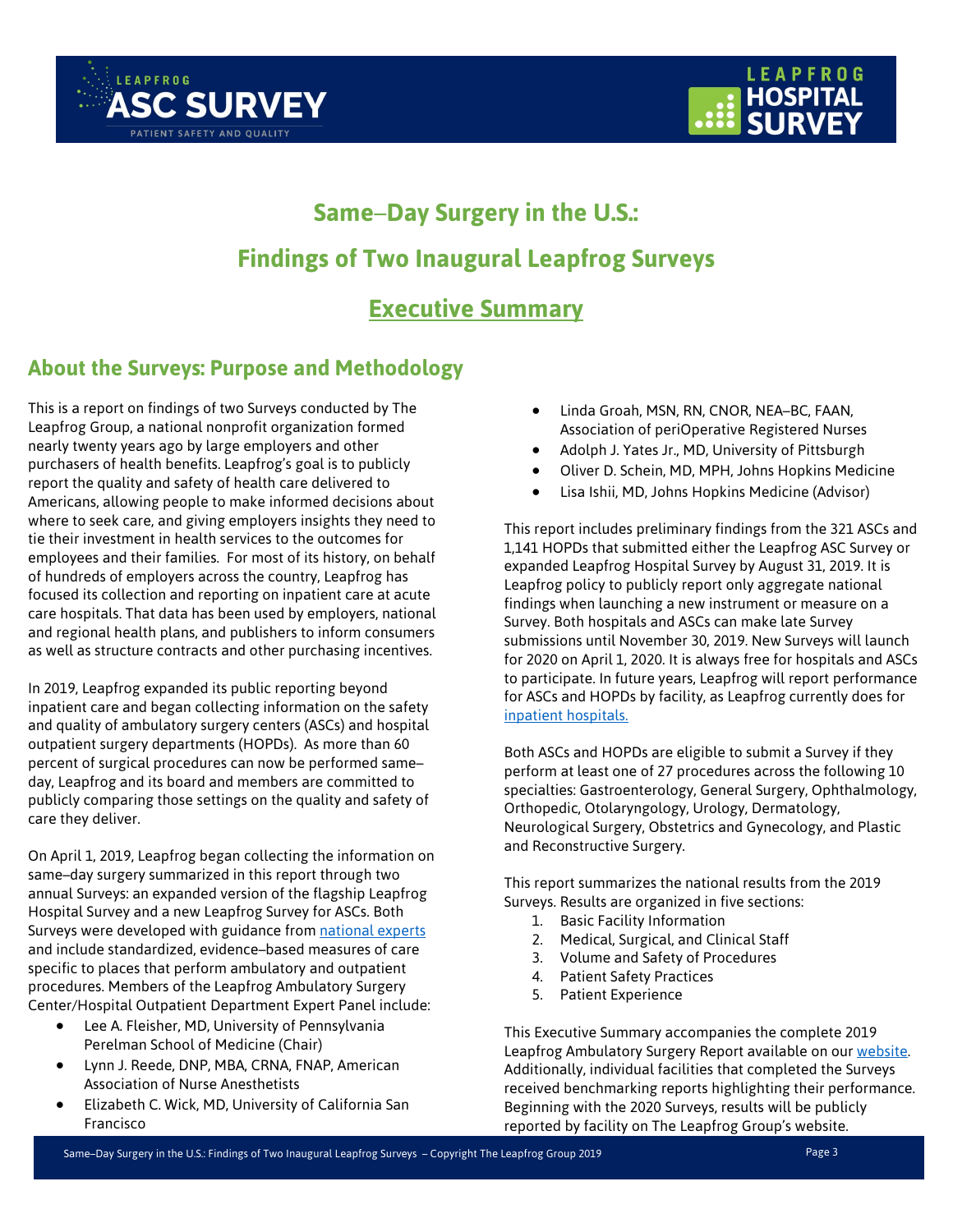# Same–Day Surgery in the U.S.:

# Findings of Two Inaugural Leapfrog Surveys

## Executive Summary

## About the Surveys: Purpose and Methodology

This is a report on findings of two Surveys conducted by The Leapfrog Group, a national nonprofit organization formed nearly twenty years ago by large employers and other purchasers of health benefits. Leapfrog's goal is to publicly report the quality and safety of health care delivered to Americans, allowing people to make informed decisions about where to seek care, and giving employers insights they need to tie their investment in health services to the outcomes for employees and their families. For most of its history, on behalf of hundreds of employers across the country, Leapfrog has focused its collection and reporting on inpatient care at acute care hospitals. That data has been used by employers, national and regional health plans, and publishers to inform consumers as well as structure contracts and other purchasing incentives.

In 2019, Leapfrog expanded its public reporting beyond inpatient care and began collecting information on the safety and quality of ambulatory surgery centers (ASCs) and hospital outpatient surgery departments (HOPDs). As more than 60 percent of surgical procedures can now be performed same–day, Leapfrog and its board and members are committed to publicly comparing those settings on the quality and safety of care they deliver.

On April 1, 2019, Leapfrog began collecting the information on same–day surgery summarized in this report through two annual Surveys: an expanded version of the flagship Leapfrog Hospital Survey and a new Leapfrog Survey for ASCs. Both Surveys were developed with guidance from national experts and include standardized, evidence–based measures of care specific to places that perform ambulatory and outpatient procedures. Members of the Leapfrog Ambulatory Surgery Center/Hospital Outpatient Department Expert Panel include:

- Lee A. Fleisher, MD, University of Pennsylvania Perelman School of Medicine (Chair)
- Lynn J. Reede, DNP, MBA, CRNA, FNAP, American Association of Nurse Anesthetists
- Elizabeth C. Wick, MD, University of California San Francisco
- Linda Groah, MSN, RN, CNOR, NEA–BC, FAAN, Association of periOperative Registered Nurses
- Adolph J. Yates Jr., MD, University of Pittsburgh
- Oliver D. Schein, MD, MPH, Johns Hopkins Medicine
- Lisa Ishii, MD, Johns Hopkins Medicine (Advisor)

This report includes preliminary findings from the 321 ASCs and 1,141 HOPDs that submitted either the Leapfrog ASC Survey or expanded Leapfrog Hospital Survey by August 31, 2019. It is Leapfrog policy to publicly report only aggregate national findings when launching a new instrument or measure on a Survey. Both hospitals and ASCs can make late Survey submissions until November 30, 2019. New Surveys will launch for 2020 on April 1, 2020. It is always free for hospitals and ASCs to participate. In future years, Leapfrog will report performance for ASCs and HOPDs by facility, as Leapfrog currently does for inpatient hospitals.

Both ASCs and HOPDs are eligible to submit a Survey if they perform at least one of 27 procedures across the following 10 specialties: Gastroenterology, General Surgery, Ophthalmology, Orthopedic, Otolaryngology, Urology, Dermatology, Neurological Surgery, Obstetrics and Gynecology, and Plastic and Reconstructive Surgery.

This report summarizes the national results from the 2019 Surveys. Results are organized in five sections:

1. Basic Facility Information
2. Medical, Surgical, and Clinical Staff
3. Volume and Safety of Procedures
4. Patient Safety Practices
5. Patient Experience

This Executive Summary accompanies the complete 2019 Leapfrog Ambulatory Surgery Report available on our website. Additionally, individual facilities that completed the Surveys received benchmarking reports highlighting their performance. Beginning with the 2020 Surveys, results will be publicly reported by facility on The Leapfrog Group's website.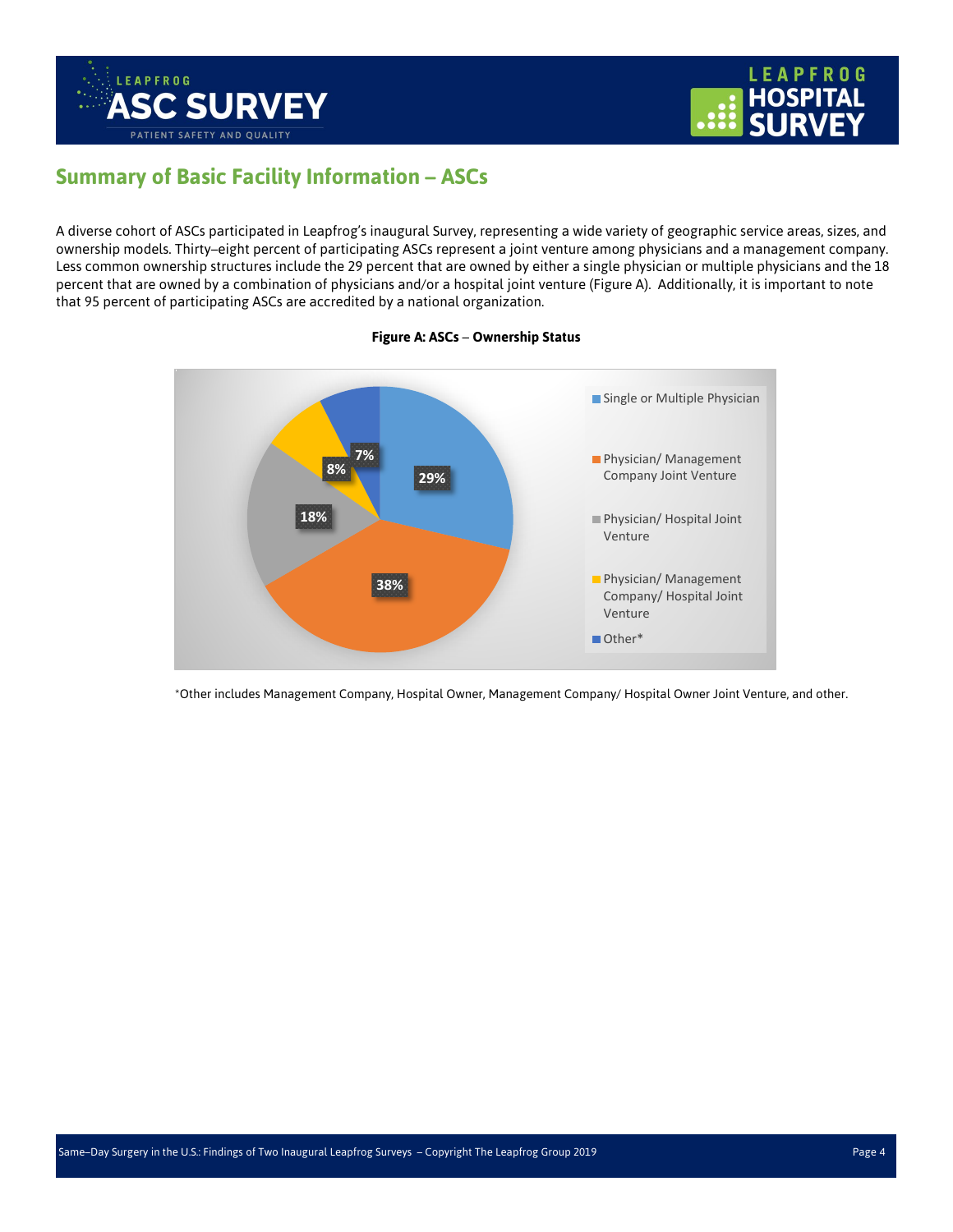## Summary of Basic Facility Information – ASCs

A diverse cohort of ASCs participated in Leapfrog's inaugural Survey, representing a wide variety of geographic service areas, sizes, and ownership models. Thirty–eight percent of participating ASCs represent a joint venture among physicians and a management company. Less common ownership structures include the 29 percent that are owned by either a single physician or multiple physicians and the 18 percent that are owned by a combination of physicians and/or a hospital joint venture (Figure A). Additionally, it is important to note that 95 percent of participating ASCs are accredited by a national organization.

**Figure A: ASCs – Ownership Status**

| Ownership Status | Percent |
|---|---|
| Single or Multiple Physician | 29% |
| Physician/ Management Company Joint Venture | 38% |
| Physician/ Hospital Joint Venture | 18% |
| Physician/ Management Company/ Hospital Joint Venture | 8% |
| Other* | 7% |

*Other includes Management Company, Hospital Owner, Management Company/ Hospital Owner Joint Venture, and other.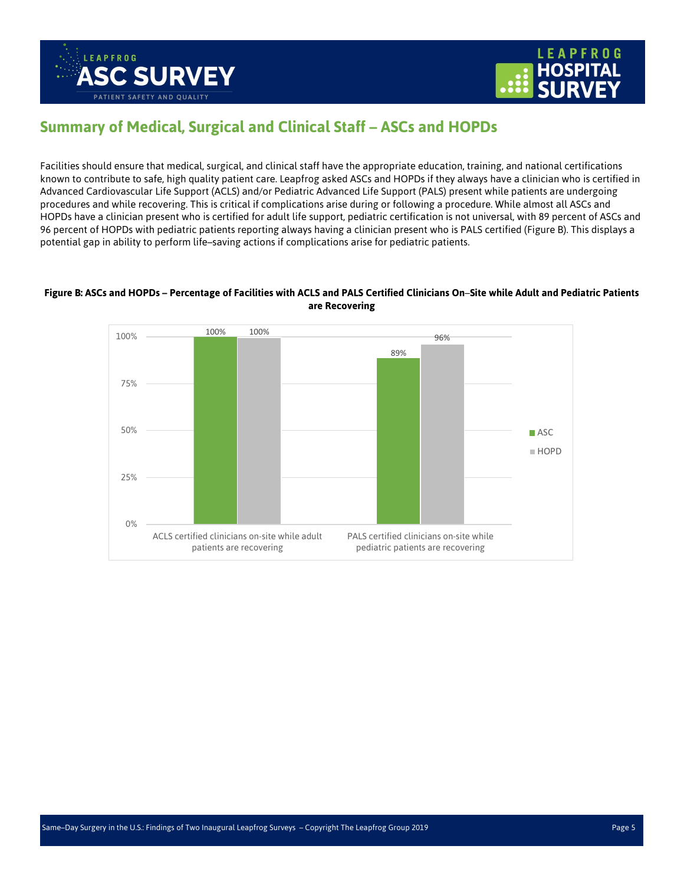## Summary of Medical, Surgical and Clinical Staff – ASCs and HOPDs

Facilities should ensure that medical, surgical, and clinical staff have the appropriate education, training, and national certifications known to contribute to safe, high quality patient care. Leapfrog asked ASCs and HOPDs if they always have a clinician who is certified in Advanced Cardiovascular Life Support (ACLS) and/or Pediatric Advanced Life Support (PALS) present while patients are undergoing procedures and while recovering. This is critical if complications arise during or following a procedure. While almost all ASCs and HOPDs have a clinician present who is certified for adult life support, pediatric certification is not universal, with 89 percent of ASCs and 96 percent of HOPDs with pediatric patients reporting always having a clinician present who is PALS certified (Figure B). This displays a potential gap in ability to perform life–saving actions if complications arise for pediatric patients.

**Figure B: ASCs and HOPDs – Percentage of Facilities with ACLS and PALS Certified Clinicians On–Site while Adult and Pediatric Patients are Recovering**

| | ASC | HOPD |
|---|---|---|
| ACLS certified clinicians on-site while adult patients are recovering | 100% | 100% |
| PALS certified clinicians on-site while pediatric patients are recovering | 89% | 96% |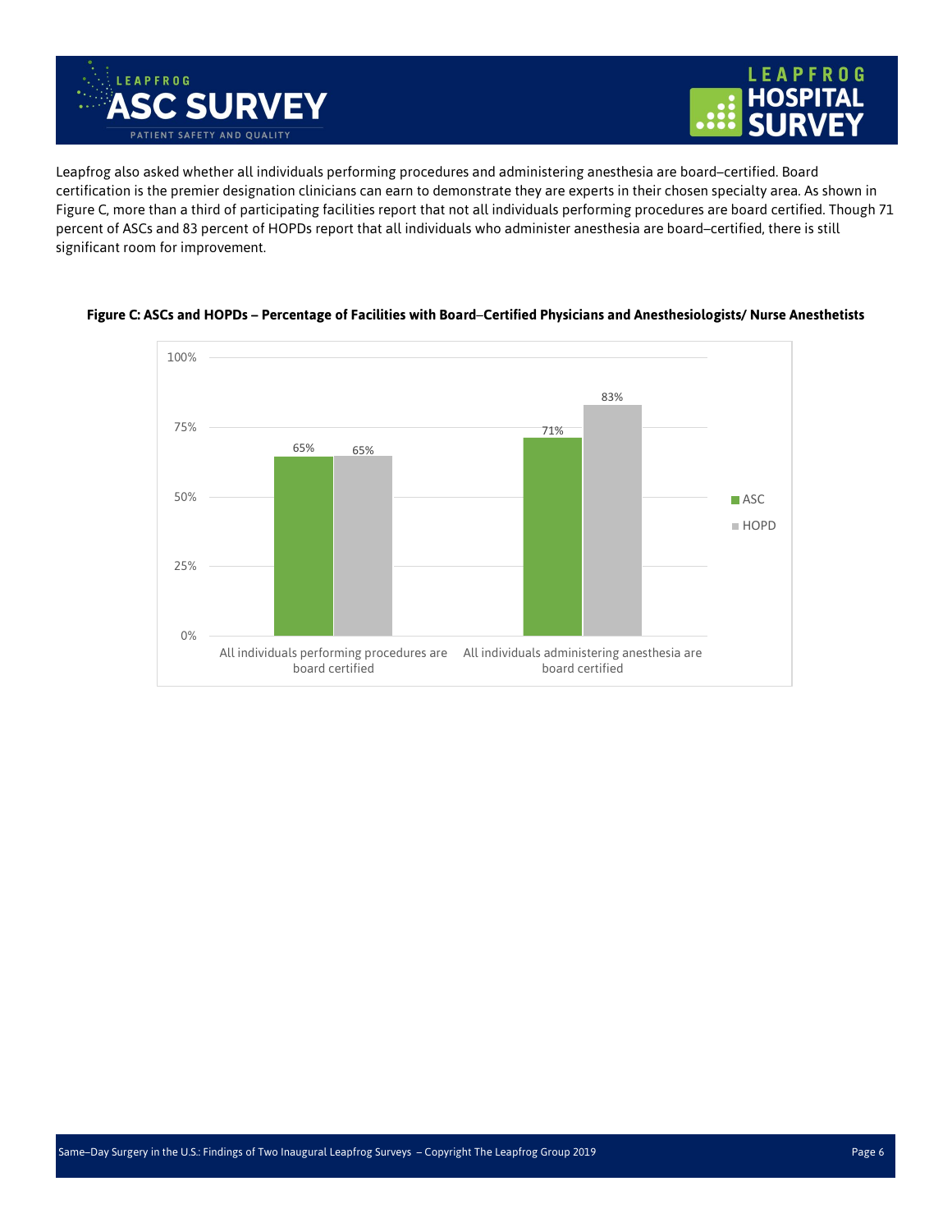Leapfrog also asked whether all individuals performing procedures and administering anesthesia are board–certified. Board certification is the premier designation clinicians can earn to demonstrate they are experts in their chosen specialty area. As shown in Figure C, more than a third of participating facilities report that not all individuals performing procedures are board certified. Though 71 percent of ASCs and 83 percent of HOPDs report that all individuals who administer anesthesia are board–certified, there is still significant room for improvement.

**Figure C: ASCs and HOPDs – Percentage of Facilities with Board–Certified Physicians and Anesthesiologists/ Nurse Anesthetists**

| | ASC | HOPD |
|---|---|---|
| All individuals performing procedures are board certified | 65% | 65% |
| All individuals administering anesthesia are board certified | 71% | 83% |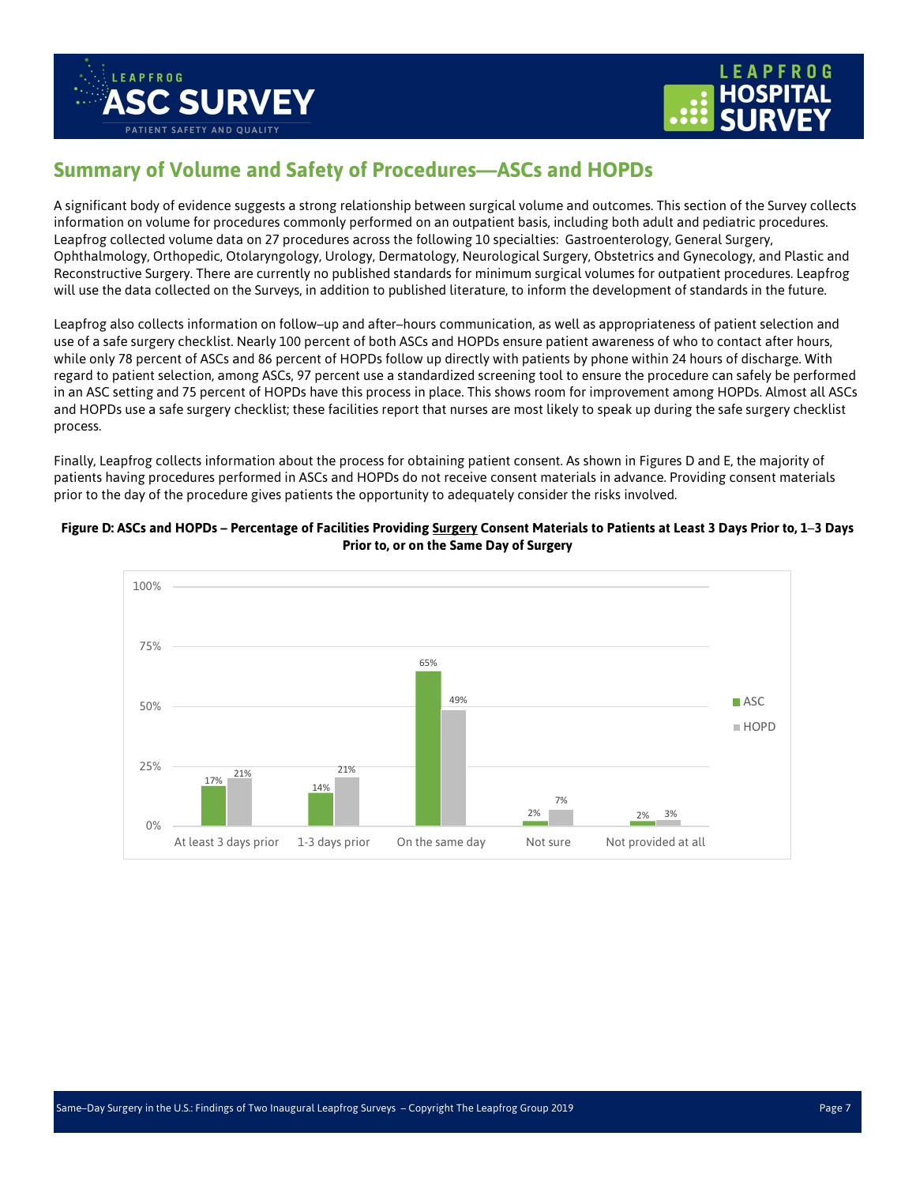## Summary of Volume and Safety of Procedures—ASCs and HOPDs

A significant body of evidence suggests a strong relationship between surgical volume and outcomes. This section of the Survey collects information on volume for procedures commonly performed on an outpatient basis, including both adult and pediatric procedures. Leapfrog collected volume data on 27 procedures across the following 10 specialties: Gastroenterology, General Surgery, Ophthalmology, Orthopedic, Otolaryngology, Urology, Dermatology, Neurological Surgery, Obstetrics and Gynecology, and Plastic and Reconstructive Surgery. There are currently no published standards for minimum surgical volumes for outpatient procedures. Leapfrog will use the data collected on the Surveys, in addition to published literature, to inform the development of standards in the future.

Leapfrog also collects information on follow–up and after–hours communication, as well as appropriateness of patient selection and use of a safe surgery checklist. Nearly 100 percent of both ASCs and HOPDs ensure patient awareness of who to contact after hours, while only 78 percent of ASCs and 86 percent of HOPDs follow up directly with patients by phone within 24 hours of discharge. With regard to patient selection, among ASCs, 97 percent use a standardized screening tool to ensure the procedure can safely be performed in an ASC setting and 75 percent of HOPDs have this process in place. This shows room for improvement among HOPDs. Almost all ASCs and HOPDs use a safe surgery checklist; these facilities report that nurses are most likely to speak up during the safe surgery checklist process.

Finally, Leapfrog collects information about the process for obtaining patient consent. As shown in Figures D and E, the majority of patients having procedures performed in ASCs and HOPDs do not receive consent materials in advance. Providing consent materials prior to the day of the procedure gives patients the opportunity to adequately consider the risks involved.

**Figure D: ASCs and HOPDs – Percentage of Facilities Providing Surgery Consent Materials to Patients at Least 3 Days Prior to, 1–3 Days Prior to, or on the Same Day of Surgery**

| | ASC | HOPD |
|---|---|---|
| At least 3 days prior | 17% | 21% |
| 1-3 days prior | 14% | 21% |
| On the same day | 65% | 49% |
| Not sure | 2% | 7% |
| Not provided at all | 2% | 3% |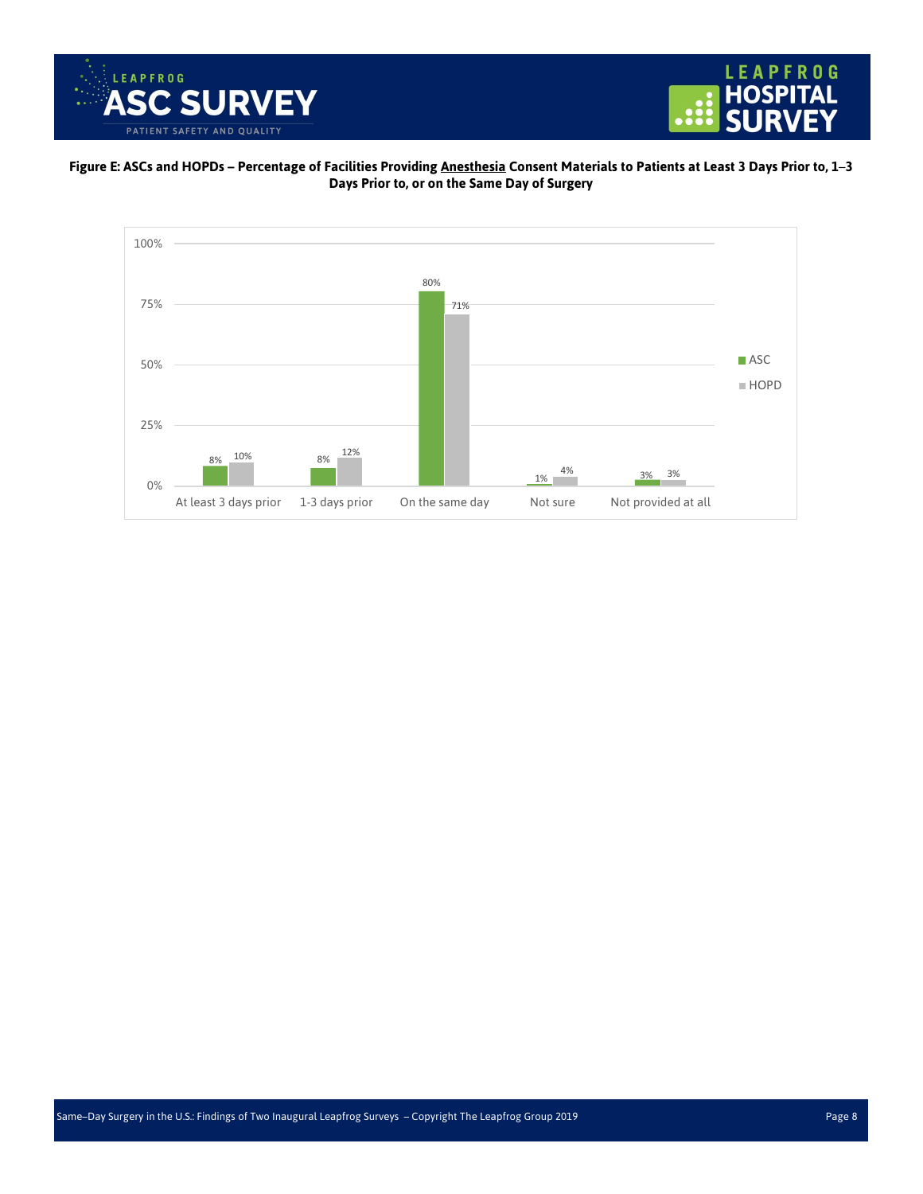**Figure E: ASCs and HOPDs – Percentage of Facilities Providing <u>Anesthesia</u> Consent Materials to Patients at Least 3 Days Prior to, 1–3 Days Prior to, or on the Same Day of Surgery**

| | ASC | HOPD |
|---|---|---|
| At least 3 days prior | 8% | 10% |
| 1-3 days prior | 8% | 12% |
| On the same day | 80% | 71% |
| Not sure | 1% | 4% |
| Not provided at all | 3% | 3% |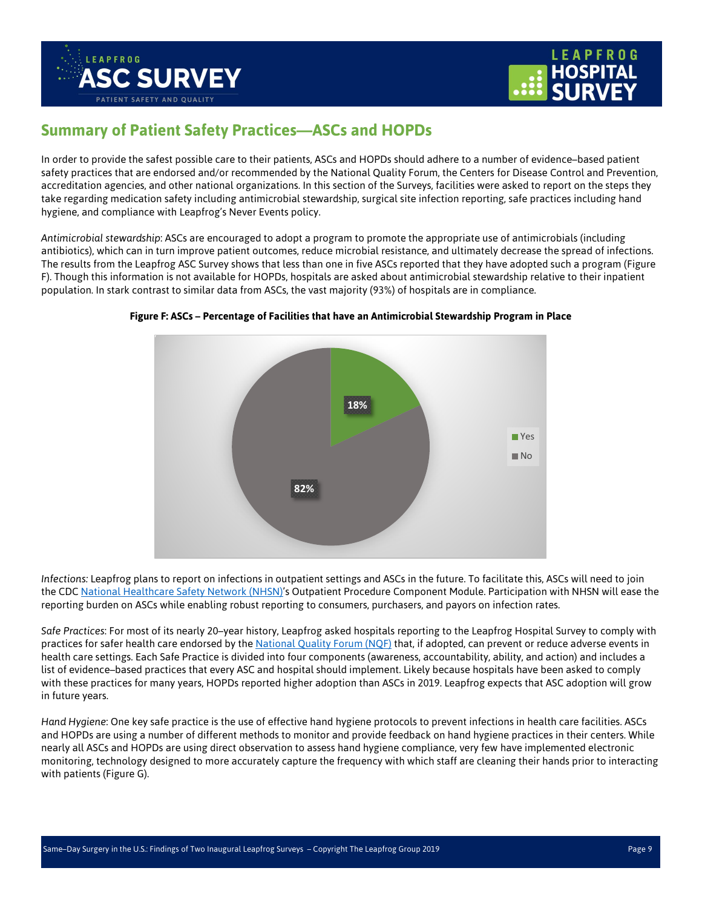## Summary of Patient Safety Practices—ASCs and HOPDs

In order to provide the safest possible care to their patients, ASCs and HOPDs should adhere to a number of evidence–based patient safety practices that are endorsed and/or recommended by the National Quality Forum, the Centers for Disease Control and Prevention, accreditation agencies, and other national organizations. In this section of the Surveys, facilities were asked to report on the steps they take regarding medication safety including antimicrobial stewardship, surgical site infection reporting, safe practices including hand hygiene, and compliance with Leapfrog's Never Events policy.

*Antimicrobial stewardship*: ASCs are encouraged to adopt a program to promote the appropriate use of antimicrobials (including antibiotics), which can in turn improve patient outcomes, reduce microbial resistance, and ultimately decrease the spread of infections. The results from the Leapfrog ASC Survey shows that less than one in five ASCs reported that they have adopted such a program (Figure F). Though this information is not available for HOPDs, hospitals are asked about antimicrobial stewardship relative to their inpatient population. In stark contrast to similar data from ASCs, the vast majority (93%) of hospitals are in compliance.

**Figure F: ASCs – Percentage of Facilities that have an Antimicrobial Stewardship Program in Place**

| Response | Percentage |
|---|---|
| Yes | 18% |
| No | 82% |

*Infections:* Leapfrog plans to report on infections in outpatient settings and ASCs in the future. To facilitate this, ASCs will need to join the CDC National Healthcare Safety Network (NHSN)'s Outpatient Procedure Component Module. Participation with NHSN will ease the reporting burden on ASCs while enabling robust reporting to consumers, purchasers, and payors on infection rates.

*Safe Practices*: For most of its nearly 20–year history, Leapfrog asked hospitals reporting to the Leapfrog Hospital Survey to comply with practices for safer health care endorsed by the National Quality Forum (NQF) that, if adopted, can prevent or reduce adverse events in health care settings. Each Safe Practice is divided into four components (awareness, accountability, ability, and action) and includes a list of evidence–based practices that every ASC and hospital should implement. Likely because hospitals have been asked to comply with these practices for many years, HOPDs reported higher adoption than ASCs in 2019. Leapfrog expects that ASC adoption will grow in future years.

*Hand Hygiene*: One key safe practice is the use of effective hand hygiene protocols to prevent infections in health care facilities. ASCs and HOPDs are using a number of different methods to monitor and provide feedback on hand hygiene practices in their centers. While nearly all ASCs and HOPDs are using direct observation to assess hand hygiene compliance, very few have implemented electronic monitoring, technology designed to more accurately capture the frequency with which staff are cleaning their hands prior to interacting with patients (Figure G).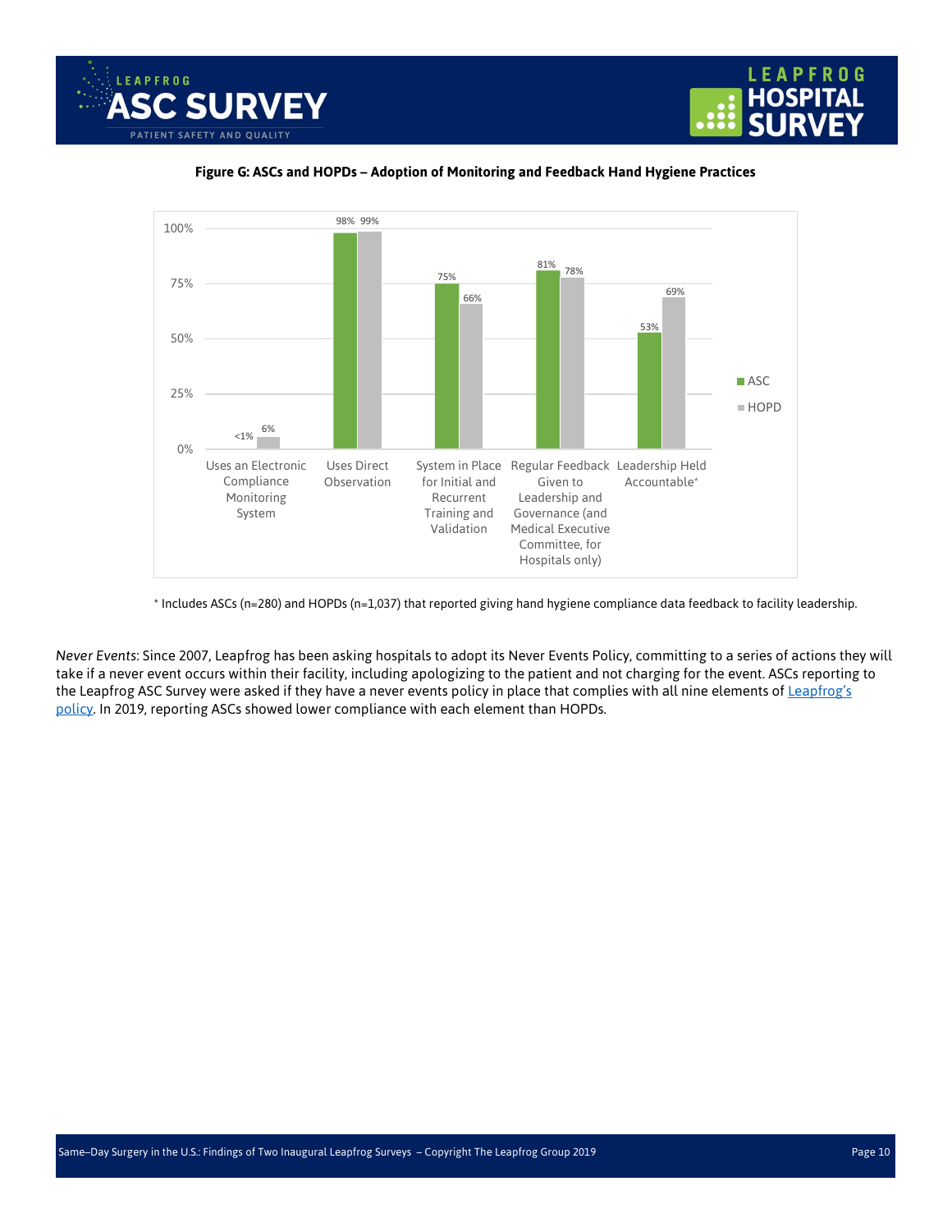**Figure G: ASCs and HOPDs – Adoption of Monitoring and Feedback Hand Hygiene Practices**

| | ASC | HOPD |
|---|---|---|
| Uses an Electronic Compliance Monitoring System | <1% | 6% |
| Uses Direct Observation | 98% | 99% |
| System in Place for Initial and Recurrent Training and Validation | 75% | 66% |
| Regular Feedback Given to Leadership and Governance (and Medical Executive Committee, for Hospitals only) | 81% | 78% |
| Leadership Held Accountable* | 53% | 69% |

* Includes ASCs (n=280) and HOPDs (n=1,037) that reported giving hand hygiene compliance data feedback to facility leadership.

*Never Events*: Since 2007, Leapfrog has been asking hospitals to adopt its Never Events Policy, committing to a series of actions they will take if a never event occurs within their facility, including apologizing to the patient and not charging for the event. ASCs reporting to the Leapfrog ASC Survey were asked if they have a never events policy in place that complies with all nine elements of Leapfrog's policy. In 2019, reporting ASCs showed lower compliance with each element than HOPDs.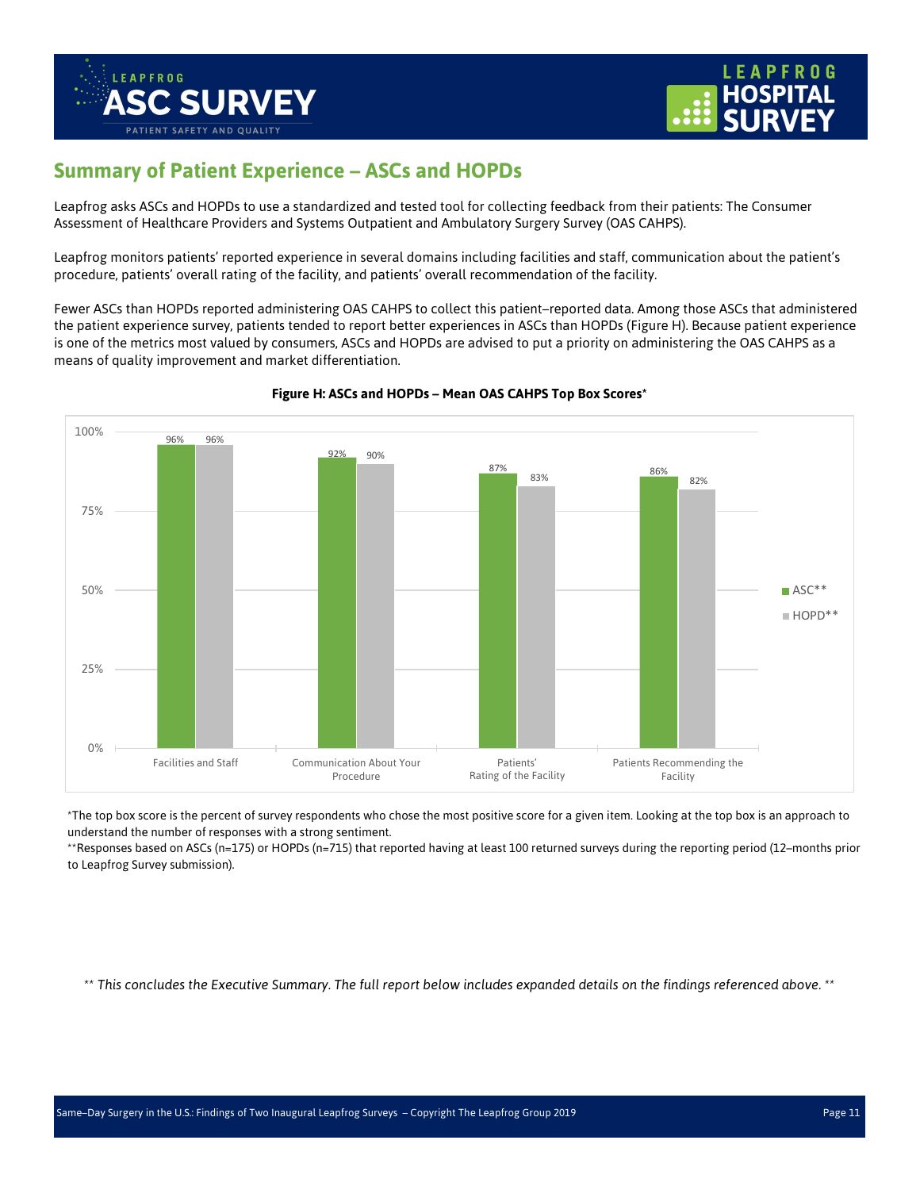## Summary of Patient Experience – ASCs and HOPDs

Leapfrog asks ASCs and HOPDs to use a standardized and tested tool for collecting feedback from their patients: The Consumer Assessment of Healthcare Providers and Systems Outpatient and Ambulatory Surgery Survey (OAS CAHPS).

Leapfrog monitors patients' reported experience in several domains including facilities and staff, communication about the patient's procedure, patients' overall rating of the facility, and patients' overall recommendation of the facility.

Fewer ASCs than HOPDs reported administering OAS CAHPS to collect this patient–reported data. Among those ASCs that administered the patient experience survey, patients tended to report better experiences in ASCs than HOPDs (Figure H). Because patient experience is one of the metrics most valued by consumers, ASCs and HOPDs are advised to put a priority on administering the OAS CAHPS as a means of quality improvement and market differentiation.

**Figure H: ASCs and HOPDs – Mean OAS CAHPS Top Box Scores***

| | ASC** | HOPD** |
|---|---|---|
| Facilities and Staff | 96% | 96% |
| Communication About Your Procedure | 92% | 90% |
| Patients' Rating of the Facility | 87% | 83% |
| Patients Recommending the Facility | 86% | 82% |

*The top box score is the percent of survey respondents who chose the most positive score for a given item. Looking at the top box is an approach to understand the number of responses with a strong sentiment.

**Responses based on ASCs (n=175) or HOPDs (n=715) that reported having at least 100 returned surveys during the reporting period (12–months prior to Leapfrog Survey submission).

*** This concludes the Executive Summary. The full report below includes expanded details on the findings referenced above. ***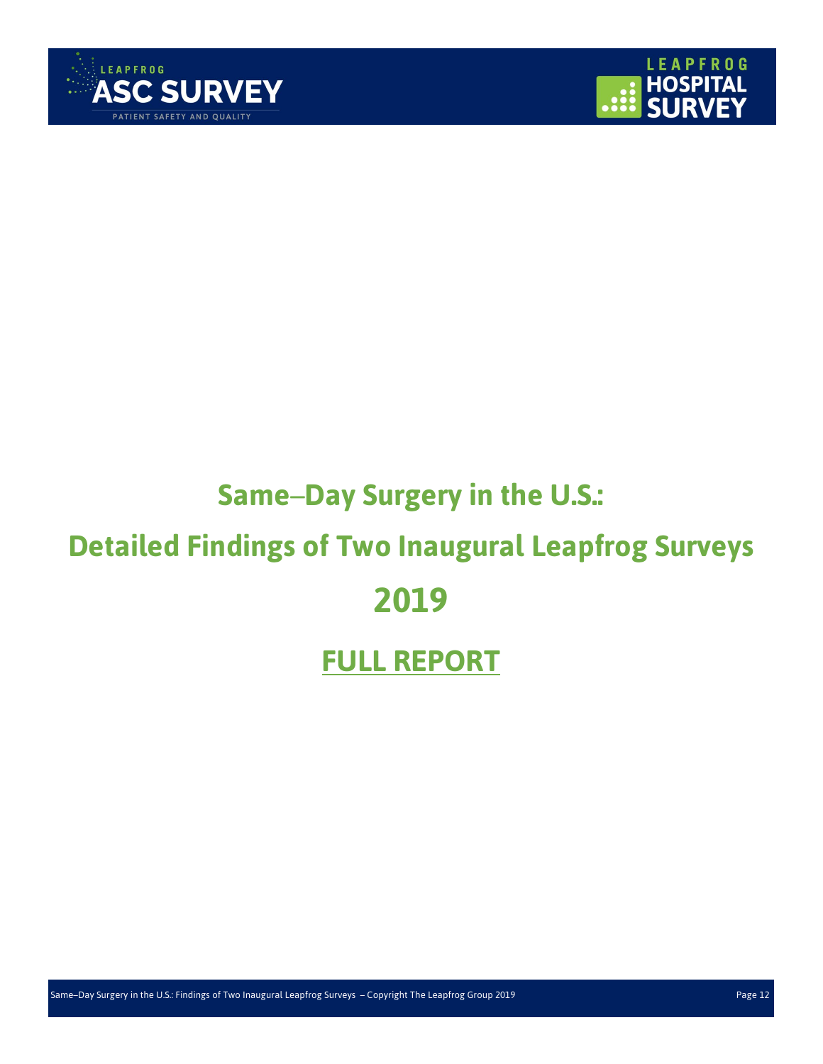# Same–Day Surgery in the U.S.:

# Detailed Findings of Two Inaugural Leapfrog Surveys

# 2019

## FULL REPORT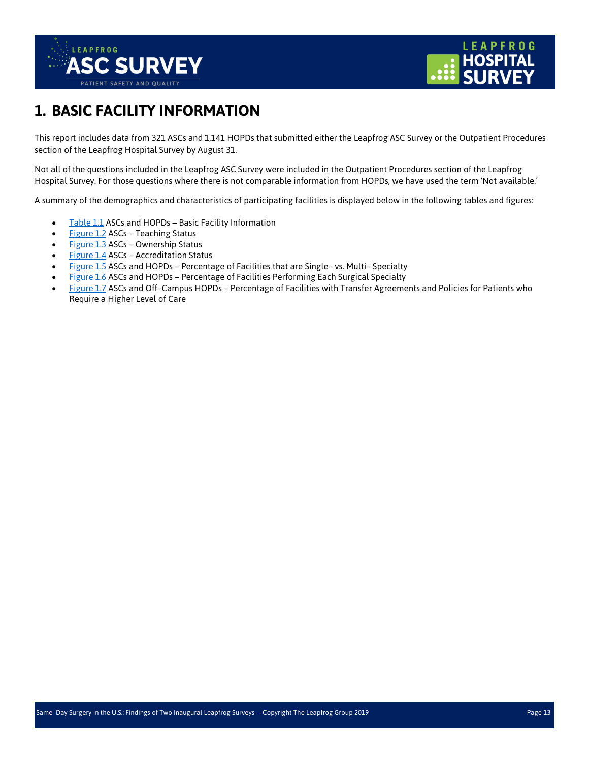# 1. BASIC FACILITY INFORMATION

This report includes data from 321 ASCs and 1,141 HOPDs that submitted either the Leapfrog ASC Survey or the Outpatient Procedures section of the Leapfrog Hospital Survey by August 31.

Not all of the questions included in the Leapfrog ASC Survey were included in the Outpatient Procedures section of the Leapfrog Hospital Survey. For those questions where there is not comparable information from HOPDs, we have used the term 'Not available.'

A summary of the demographics and characteristics of participating facilities is displayed below in the following tables and figures:

- Table 1.1 ASCs and HOPDs – Basic Facility Information
- Figure 1.2 ASCs – Teaching Status
- Figure 1.3 ASCs – Ownership Status
- Figure 1.4 ASCs – Accreditation Status
- Figure 1.5 ASCs and HOPDs – Percentage of Facilities that are Single– vs. Multi– Specialty
- Figure 1.6 ASCs and HOPDs – Percentage of Facilities Performing Each Surgical Specialty
- Figure 1.7 ASCs and Off–Campus HOPDs – Percentage of Facilities with Transfer Agreements and Policies for Patients who Require a Higher Level of Care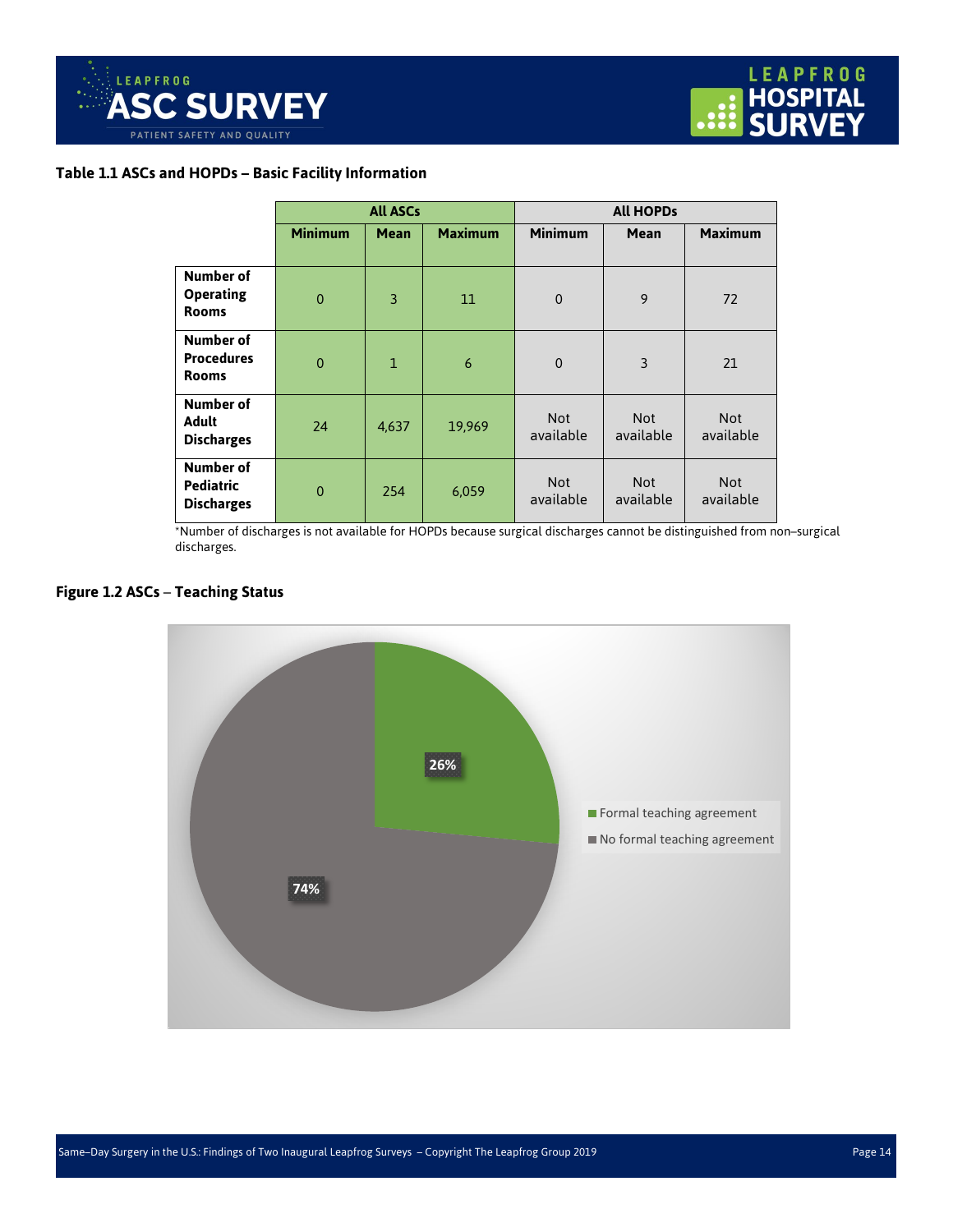### Table 1.1 ASCs and HOPDs – Basic Facility Information

| | All ASCs | | | All HOPDs | | |
|---|---|---|---|---|---|---|
| | Minimum | Mean | Maximum | Minimum | Mean | Maximum |
| **Number of Operating Rooms** | 0 | 3 | 11 | 0 | 9 | 72 |
| **Number of Procedures Rooms** | 0 | 1 | 6 | 0 | 3 | 21 |
| **Number of Adult Discharges** | 24 | 4,637 | 19,969 | Not available | Not available | Not available |
| **Number of Pediatric Discharges** | 0 | 254 | 6,059 | Not available | Not available | Not available |

*Number of discharges is not available for HOPDs because surgical discharges cannot be distinguished from non–surgical discharges.

### Figure 1.2 ASCs – Teaching Status

| Teaching Status | Percent |
|---|---|
| Formal teaching agreement | 26% |
| No formal teaching agreement | 74% |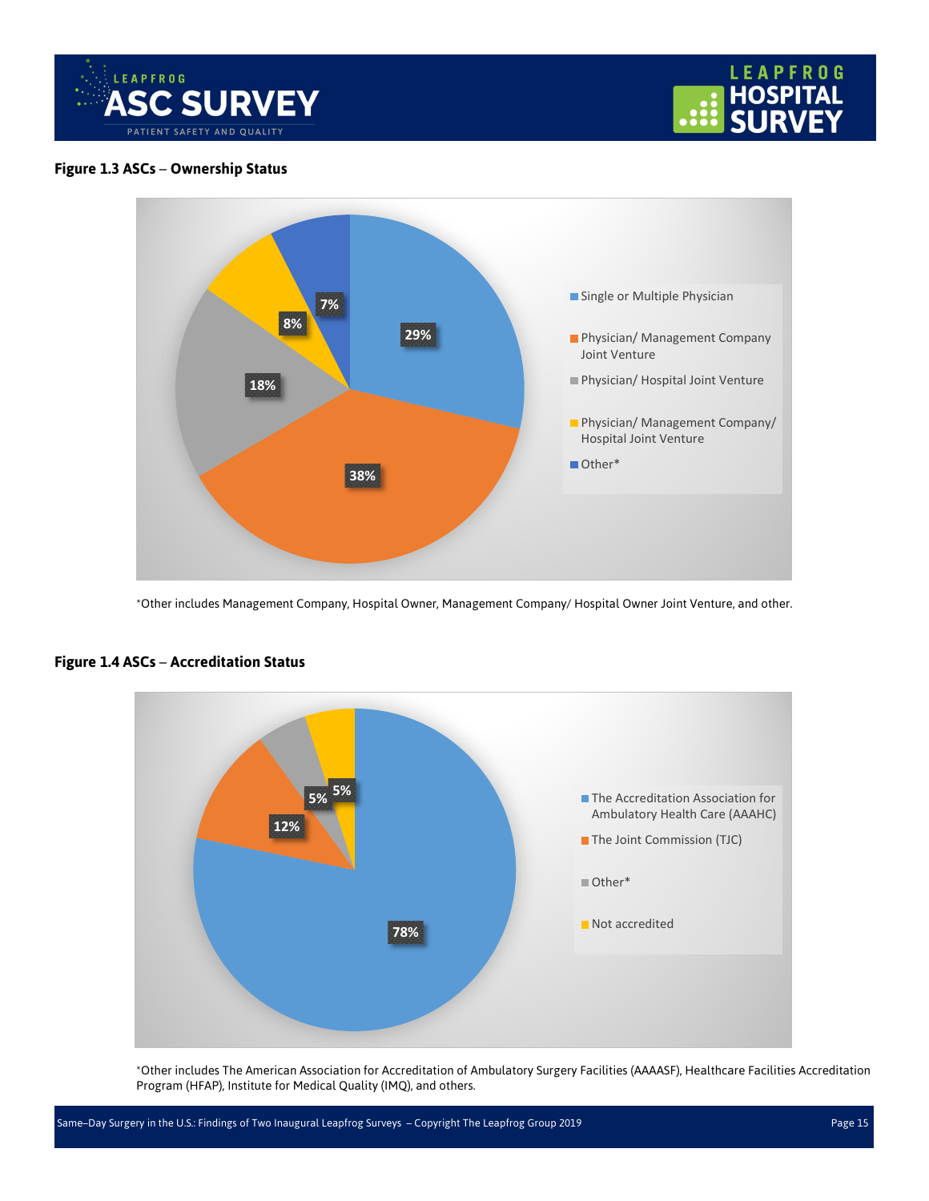**Figure 1.3 ASCs – Ownership Status**

| Ownership Status | Percentage |
|---|---|
| Single or Multiple Physician | 29% |
| Physician/ Management Company Joint Venture | 38% |
| Physician/ Hospital Joint Venture | 18% |
| Physician/ Management Company/ Hospital Joint Venture | 8% |
| Other* | 7% |

*Other includes Management Company, Hospital Owner, Management Company/ Hospital Owner Joint Venture, and other.

**Figure 1.4 ASCs – Accreditation Status**

| Accreditation Status | Percentage |
|---|---|
| The Accreditation Association for Ambulatory Health Care (AAAHC) | 78% |
| The Joint Commission (TJC) | 12% |
| Other* | 5% |
| Not accredited | 5% |

*Other includes The American Association for Accreditation of Ambulatory Surgery Facilities (AAAASF), Healthcare Facilities Accreditation Program (HFAP), Institute for Medical Quality (IMQ), and others.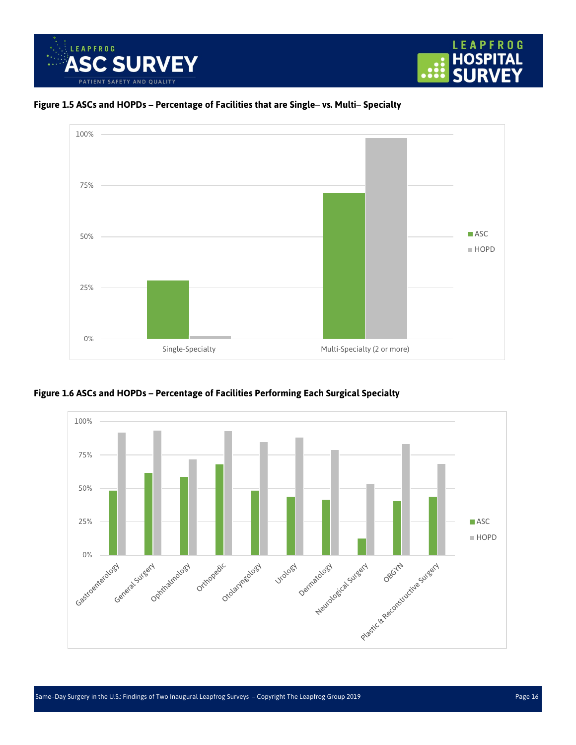**Figure 1.5 ASCs and HOPDs – Percentage of Facilities that are Single– vs. Multi– Specialty**

**Figure 1.6 ASCs and HOPDs – Percentage of Facilities Performing Each Surgical Specialty**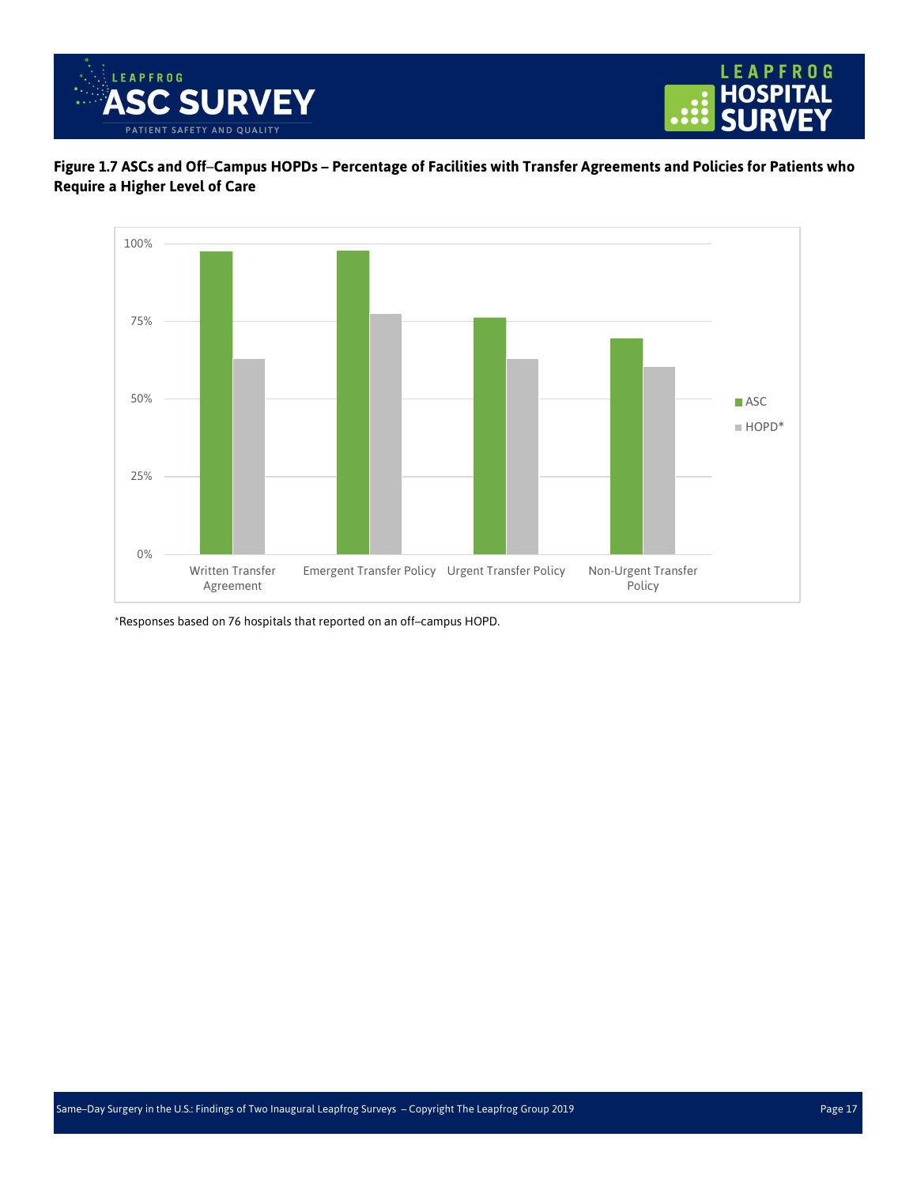**Figure 1.7 ASCs and Off–Campus HOPDs – Percentage of Facilities with Transfer Agreements and Policies for Patients who Require a Higher Level of Care**

*Responses based on 76 hospitals that reported on an off–campus HOPD.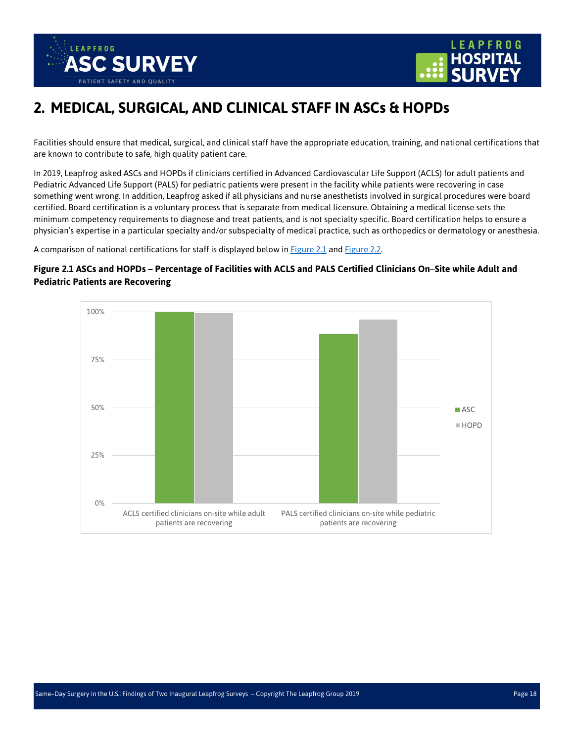# 2. MEDICAL, SURGICAL, AND CLINICAL STAFF IN ASCs & HOPDs

Facilities should ensure that medical, surgical, and clinical staff have the appropriate education, training, and national certifications that are known to contribute to safe, high quality patient care.

In 2019, Leapfrog asked ASCs and HOPDs if clinicians certified in Advanced Cardiovascular Life Support (ACLS) for adult patients and Pediatric Advanced Life Support (PALS) for pediatric patients were present in the facility while patients were recovering in case something went wrong. In addition, Leapfrog asked if all physicians and nurse anesthetists involved in surgical procedures were board certified. Board certification is a voluntary process that is separate from medical licensure. Obtaining a medical license sets the minimum competency requirements to diagnose and treat patients, and is not specialty specific. Board certification helps to ensure a physician's expertise in a particular specialty and/or subspecialty of medical practice, such as orthopedics or dermatology or anesthesia.

A comparison of national certifications for staff is displayed below in Figure 2.1 and Figure 2.2.

**Figure 2.1 ASCs and HOPDs – Percentage of Facilities with ACLS and PALS Certified Clinicians On–Site while Adult and Pediatric Patients are Recovering**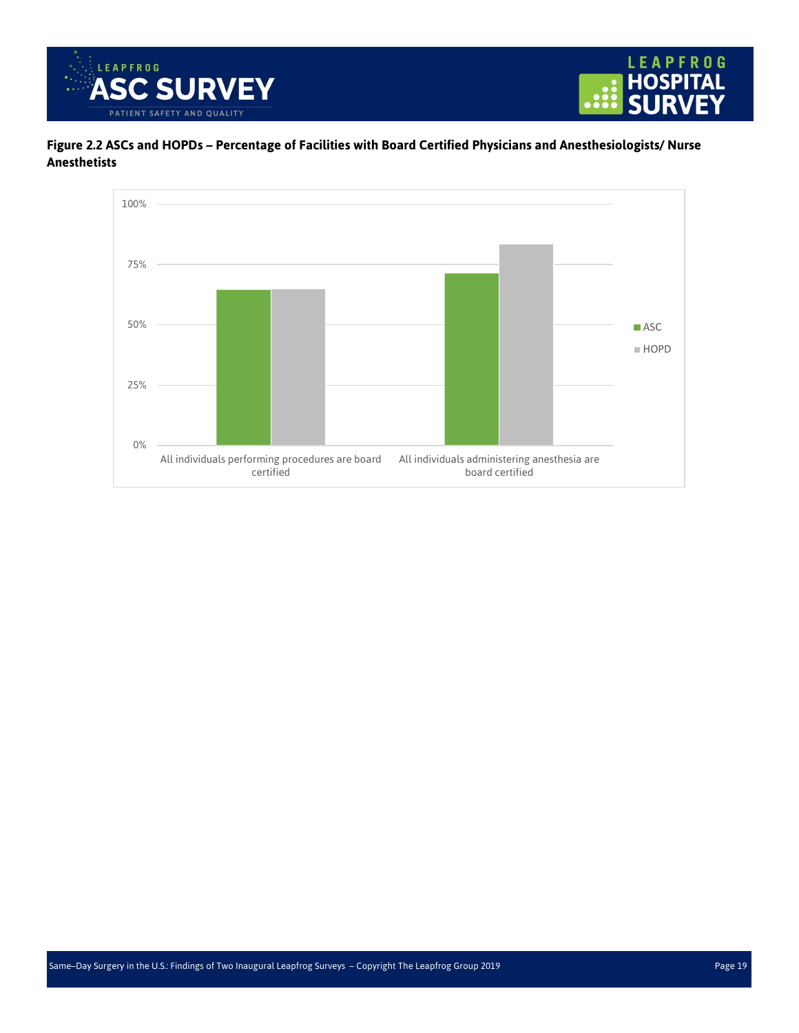**Figure 2.2 ASCs and HOPDs – Percentage of Facilities with Board Certified Physicians and Anesthesiologists/ Nurse Anesthetists**

100%

75%

50%

25%

0%

All individuals performing procedures are board certified

All individuals administering anesthesia are board certified

ASC

HOPD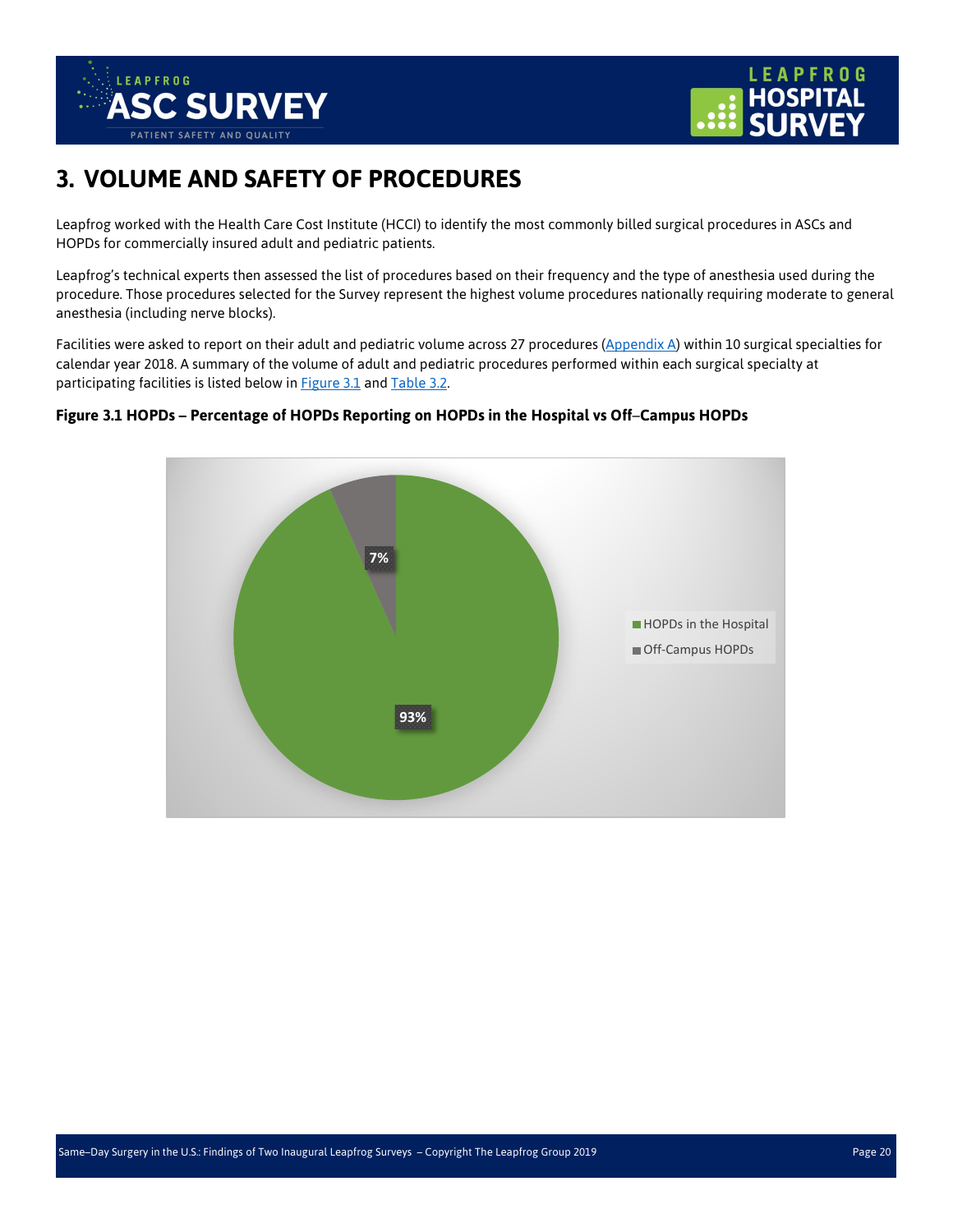# 3. VOLUME AND SAFETY OF PROCEDURES

Leapfrog worked with the Health Care Cost Institute (HCCI) to identify the most commonly billed surgical procedures in ASCs and HOPDs for commercially insured adult and pediatric patients.

Leapfrog's technical experts then assessed the list of procedures based on their frequency and the type of anesthesia used during the procedure. Those procedures selected for the Survey represent the highest volume procedures nationally requiring moderate to general anesthesia (including nerve blocks).

Facilities were asked to report on their adult and pediatric volume across 27 procedures (Appendix A) within 10 surgical specialties for calendar year 2018. A summary of the volume of adult and pediatric procedures performed within each surgical specialty at participating facilities is listed below in Figure 3.1 and Table 3.2.

**Figure 3.1 HOPDs – Percentage of HOPDs Reporting on HOPDs in the Hospital vs Off–Campus HOPDs**

| Category | Percentage |
| --- | --- |
| HOPDs in the Hospital | 93% |
| Off-Campus HOPDs | 7% |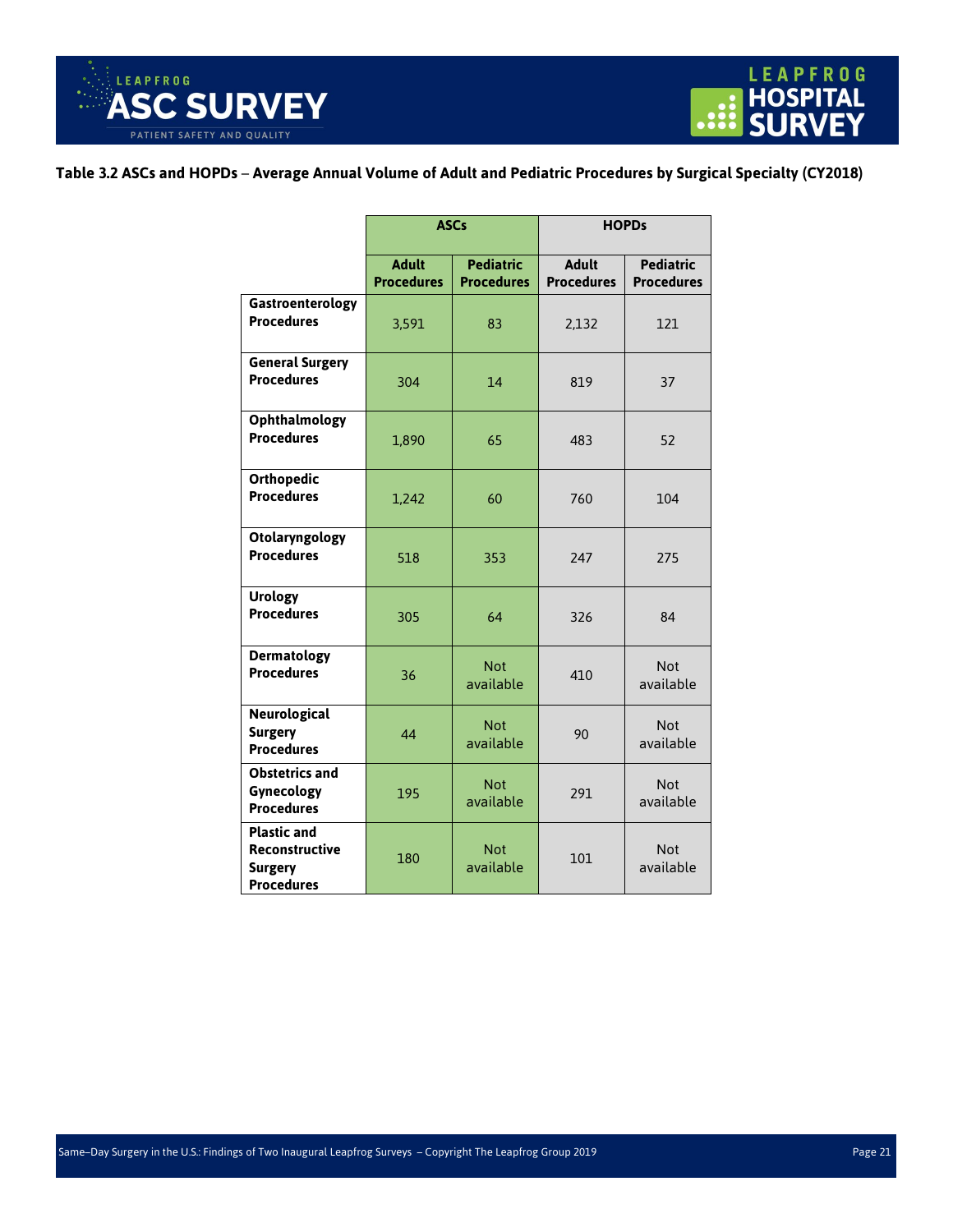**Table 3.2 ASCs and HOPDs – Average Annual Volume of Adult and Pediatric Procedures by Surgical Specialty (CY2018)**

| | ASCs | | HOPDs | |
|---|---|---|---|---|
| | Adult Procedures | Pediatric Procedures | Adult Procedures | Pediatric Procedures |
| Gastroenterology Procedures | 3,591 | 83 | 2,132 | 121 |
| General Surgery Procedures | 304 | 14 | 819 | 37 |
| Ophthalmology Procedures | 1,890 | 65 | 483 | 52 |
| Orthopedic Procedures | 1,242 | 60 | 760 | 104 |
| Otolaryngology Procedures | 518 | 353 | 247 | 275 |
| Urology Procedures | 305 | 64 | 326 | 84 |
| Dermatology Procedures | 36 | Not available | 410 | Not available |
| Neurological Surgery Procedures | 44 | Not available | 90 | Not available |
| Obstetrics and Gynecology Procedures | 195 | Not available | 291 | Not available |
| Plastic and Reconstructive Surgery Procedures | 180 | Not available | 101 | Not available |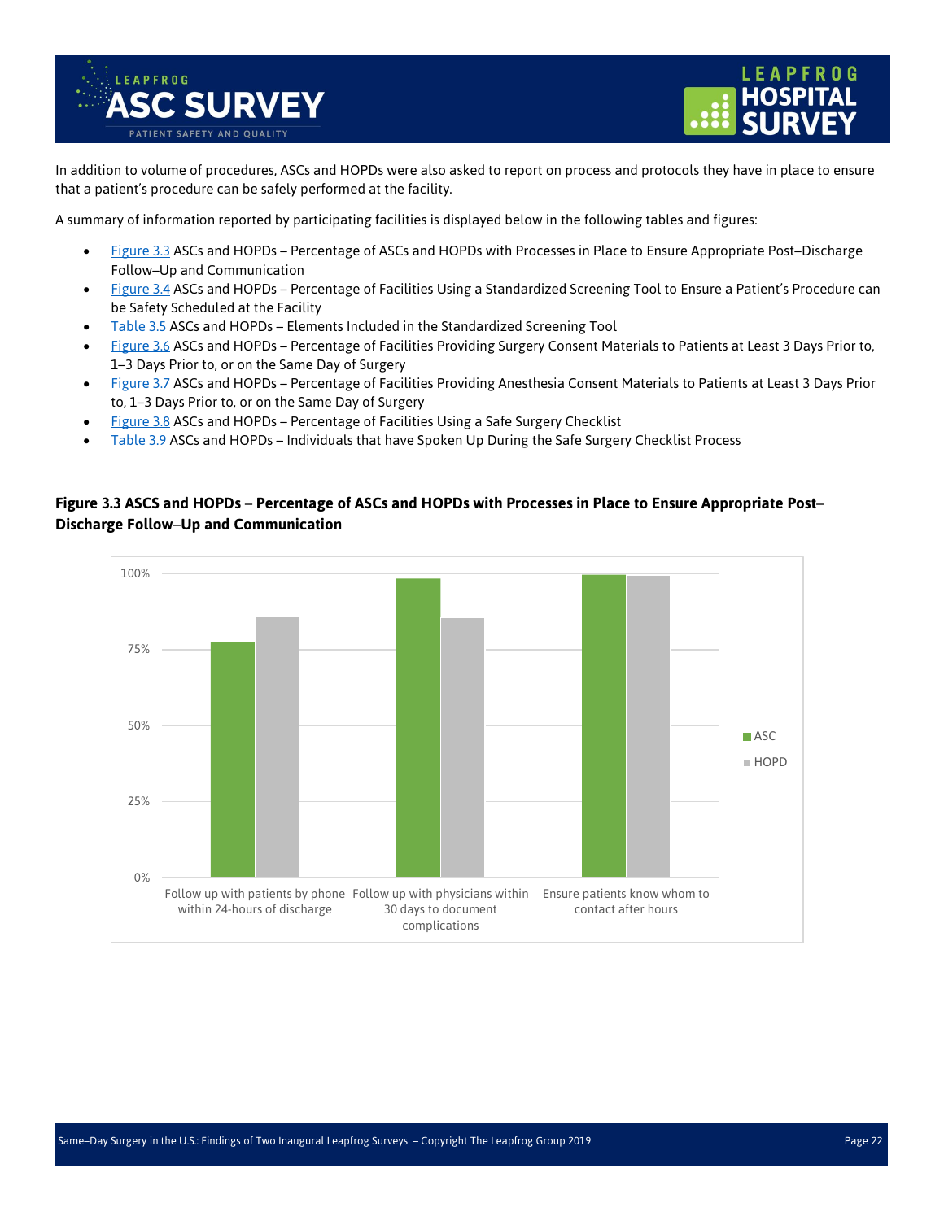In addition to volume of procedures, ASCs and HOPDs were also asked to report on process and protocols they have in place to ensure that a patient's procedure can be safely performed at the facility.

A summary of information reported by participating facilities is displayed below in the following tables and figures:

- Figure 3.3 ASCs and HOPDs – Percentage of ASCs and HOPDs with Processes in Place to Ensure Appropriate Post–Discharge Follow–Up and Communication
- Figure 3.4 ASCs and HOPDs – Percentage of Facilities Using a Standardized Screening Tool to Ensure a Patient's Procedure can be Safety Scheduled at the Facility
- Table 3.5 ASCs and HOPDs – Elements Included in the Standardized Screening Tool
- Figure 3.6 ASCs and HOPDs – Percentage of Facilities Providing Surgery Consent Materials to Patients at Least 3 Days Prior to, 1–3 Days Prior to, or on the Same Day of Surgery
- Figure 3.7 ASCs and HOPDs – Percentage of Facilities Providing Anesthesia Consent Materials to Patients at Least 3 Days Prior to, 1–3 Days Prior to, or on the Same Day of Surgery
- Figure 3.8 ASCs and HOPDs – Percentage of Facilities Using a Safe Surgery Checklist
- Table 3.9 ASCs and HOPDs – Individuals that have Spoken Up During the Safe Surgery Checklist Process

**Figure 3.3 ASCS and HOPDs – Percentage of ASCs and HOPDs with Processes in Place to Ensure Appropriate Post–Discharge Follow–Up and Communication**

100%
75%
50%
25%
0%

Follow up with patients by phone within 24-hours of discharge | Follow up with physicians within 30 days to document complications | Ensure patients know whom to contact after hours

ASC
HOPD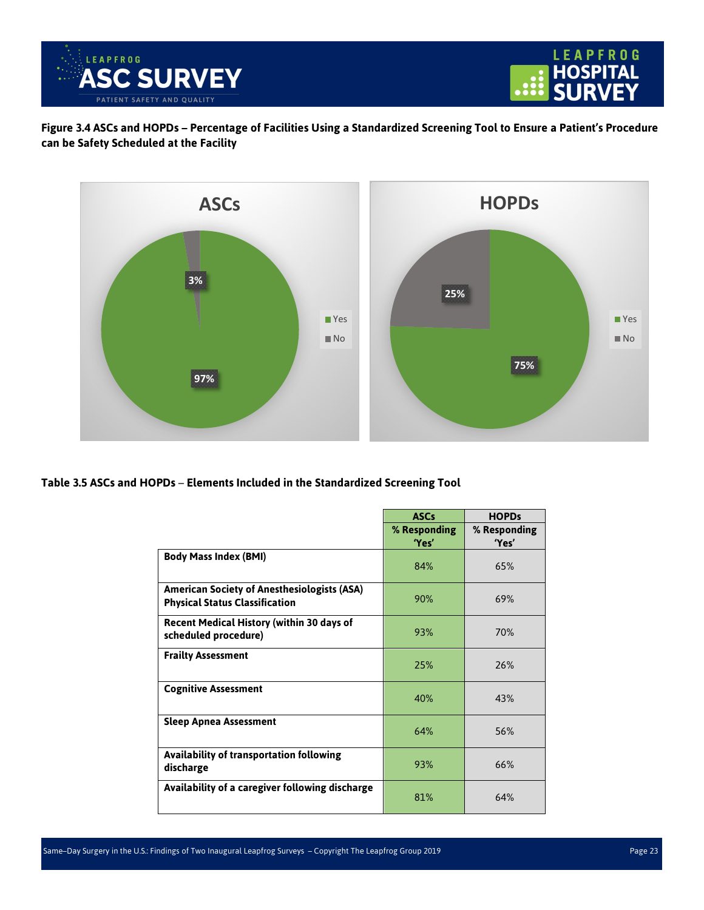**Figure 3.4 ASCs and HOPDs – Percentage of Facilities Using a Standardized Screening Tool to Ensure a Patient's Procedure can be Safety Scheduled at the Facility**

ASCs

- Yes: 97%
- No: 3%

HOPDs

- Yes: 75%
- No: 25%

**Table 3.5 ASCs and HOPDs – Elements Included in the Standardized Screening Tool**

| | ASCs<br>% Responding 'Yes' | HOPDs<br>% Responding 'Yes' |
|---|---|---|
| **Body Mass Index (BMI)** | 84% | 65% |
| **American Society of Anesthesiologists (ASA) Physical Status Classification** | 90% | 69% |
| **Recent Medical History (within 30 days of scheduled procedure)** | 93% | 70% |
| **Frailty Assessment** | 25% | 26% |
| **Cognitive Assessment** | 40% | 43% |
| **Sleep Apnea Assessment** | 64% | 56% |
| **Availability of transportation following discharge** | 93% | 66% |
| **Availability of a caregiver following discharge** | 81% | 64% |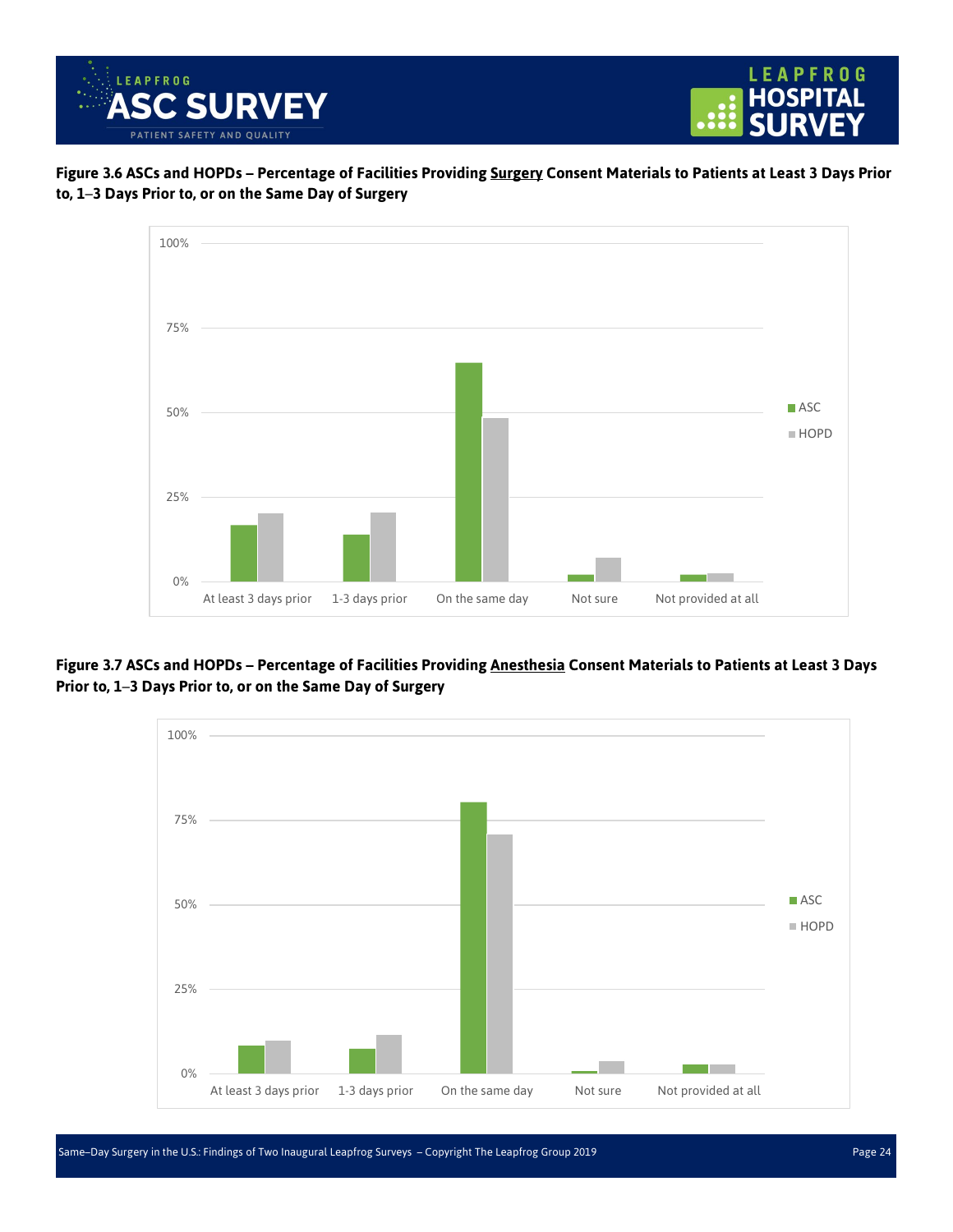**Figure 3.6 ASCs and HOPDs – Percentage of Facilities Providing Surgery Consent Materials to Patients at Least 3 Days Prior to, 1–3 Days Prior to, or on the Same Day of Surgery**

**Figure 3.7 ASCs and HOPDs – Percentage of Facilities Providing Anesthesia Consent Materials to Patients at Least 3 Days Prior to, 1–3 Days Prior to, or on the Same Day of Surgery**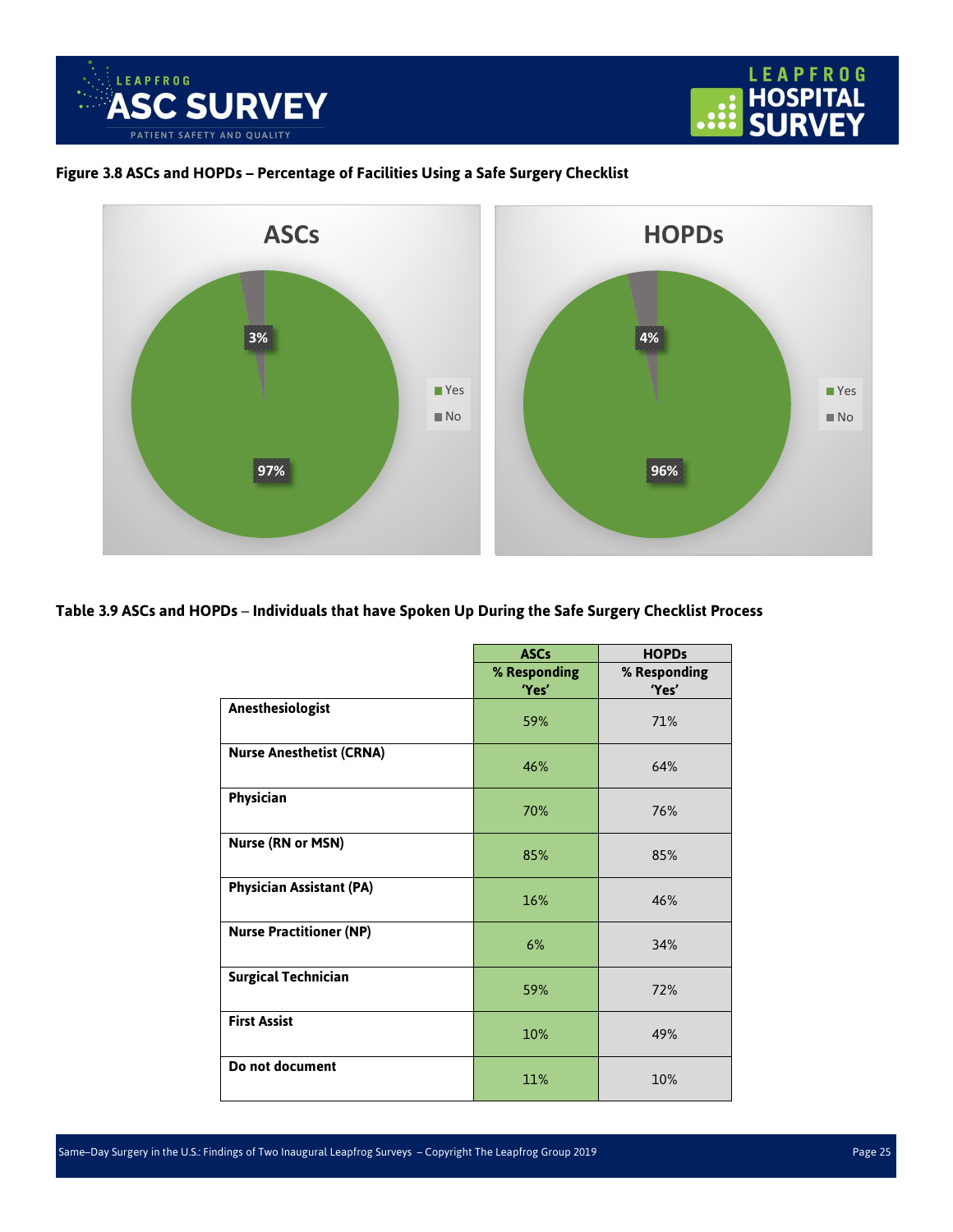**Figure 3.8 ASCs and HOPDs – Percentage of Facilities Using a Safe Surgery Checklist**

**ASCs**

- Yes: 97%
- No: 3%

**HOPDs**

- Yes: 96%
- No: 4%

**Table 3.9 ASCs and HOPDs – Individuals that have Spoken Up During the Safe Surgery Checklist Process**

| | ASCs | HOPDs |
|---|---|---|
| | % Responding 'Yes' | % Responding 'Yes' |
| **Anesthesiologist** | 59% | 71% |
| **Nurse Anesthetist (CRNA)** | 46% | 64% |
| **Physician** | 70% | 76% |
| **Nurse (RN or MSN)** | 85% | 85% |
| **Physician Assistant (PA)** | 16% | 46% |
| **Nurse Practitioner (NP)** | 6% | 34% |
| **Surgical Technician** | 59% | 72% |
| **First Assist** | 10% | 49% |
| **Do not document** | 11% | 10% |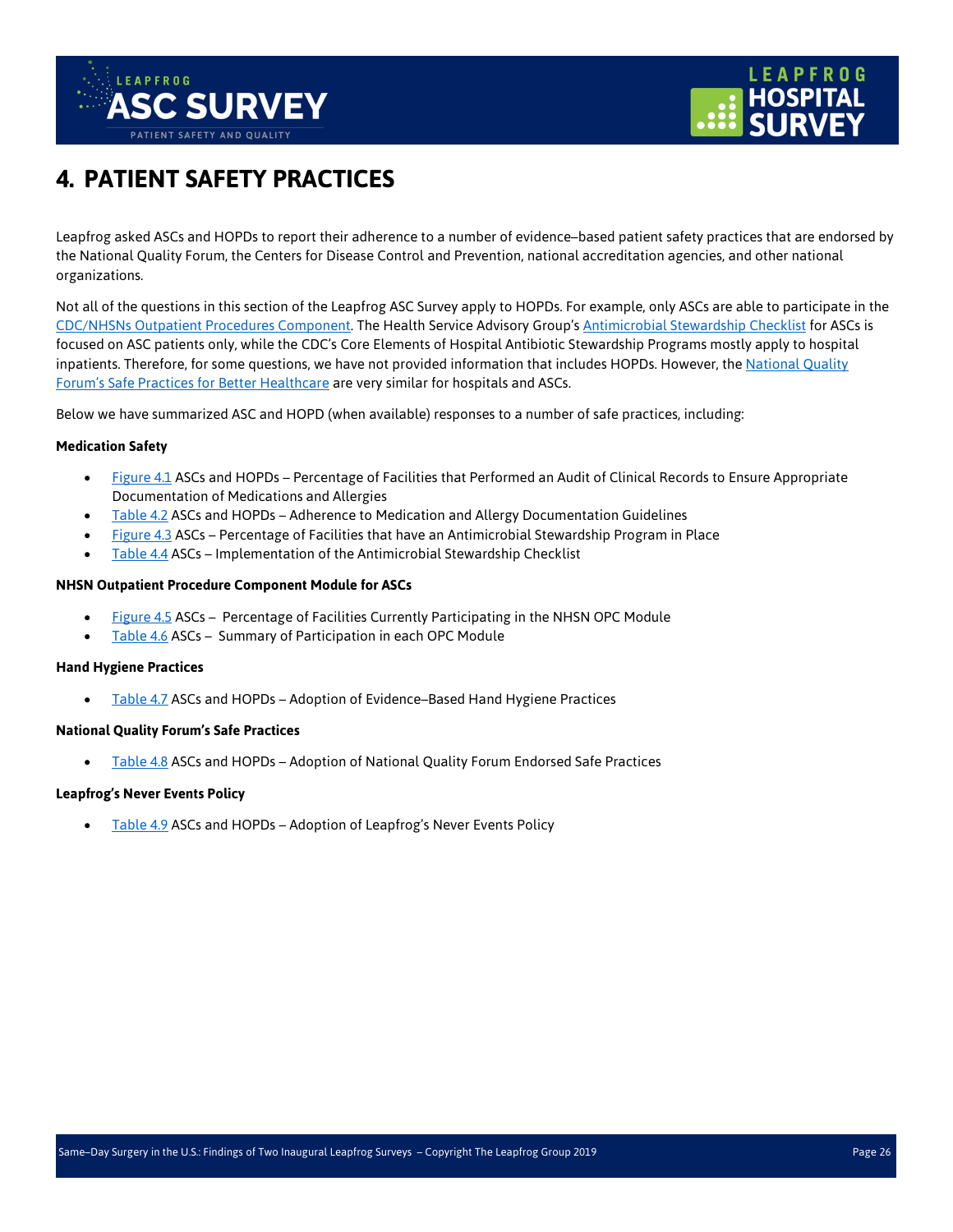# 4. PATIENT SAFETY PRACTICES

Leapfrog asked ASCs and HOPDs to report their adherence to a number of evidence–based patient safety practices that are endorsed by the National Quality Forum, the Centers for Disease Control and Prevention, national accreditation agencies, and other national organizations.

Not all of the questions in this section of the Leapfrog ASC Survey apply to HOPDs. For example, only ASCs are able to participate in the CDC/NHSNs Outpatient Procedures Component. The Health Service Advisory Group's Antimicrobial Stewardship Checklist for ASCs is focused on ASC patients only, while the CDC's Core Elements of Hospital Antibiotic Stewardship Programs mostly apply to hospital inpatients. Therefore, for some questions, we have not provided information that includes HOPDs. However, the National Quality Forum's Safe Practices for Better Healthcare are very similar for hospitals and ASCs.

Below we have summarized ASC and HOPD (when available) responses to a number of safe practices, including:

**Medication Safety**

- Figure 4.1 ASCs and HOPDs – Percentage of Facilities that Performed an Audit of Clinical Records to Ensure Appropriate Documentation of Medications and Allergies
- Table 4.2 ASCs and HOPDs – Adherence to Medication and Allergy Documentation Guidelines
- Figure 4.3 ASCs – Percentage of Facilities that have an Antimicrobial Stewardship Program in Place
- Table 4.4 ASCs – Implementation of the Antimicrobial Stewardship Checklist

**NHSN Outpatient Procedure Component Module for ASCs**

- Figure 4.5 ASCs – Percentage of Facilities Currently Participating in the NHSN OPC Module
- Table 4.6 ASCs – Summary of Participation in each OPC Module

**Hand Hygiene Practices**

- Table 4.7 ASCs and HOPDs – Adoption of Evidence–Based Hand Hygiene Practices

**National Quality Forum's Safe Practices**

- Table 4.8 ASCs and HOPDs – Adoption of National Quality Forum Endorsed Safe Practices

**Leapfrog's Never Events Policy**

- Table 4.9 ASCs and HOPDs – Adoption of Leapfrog's Never Events Policy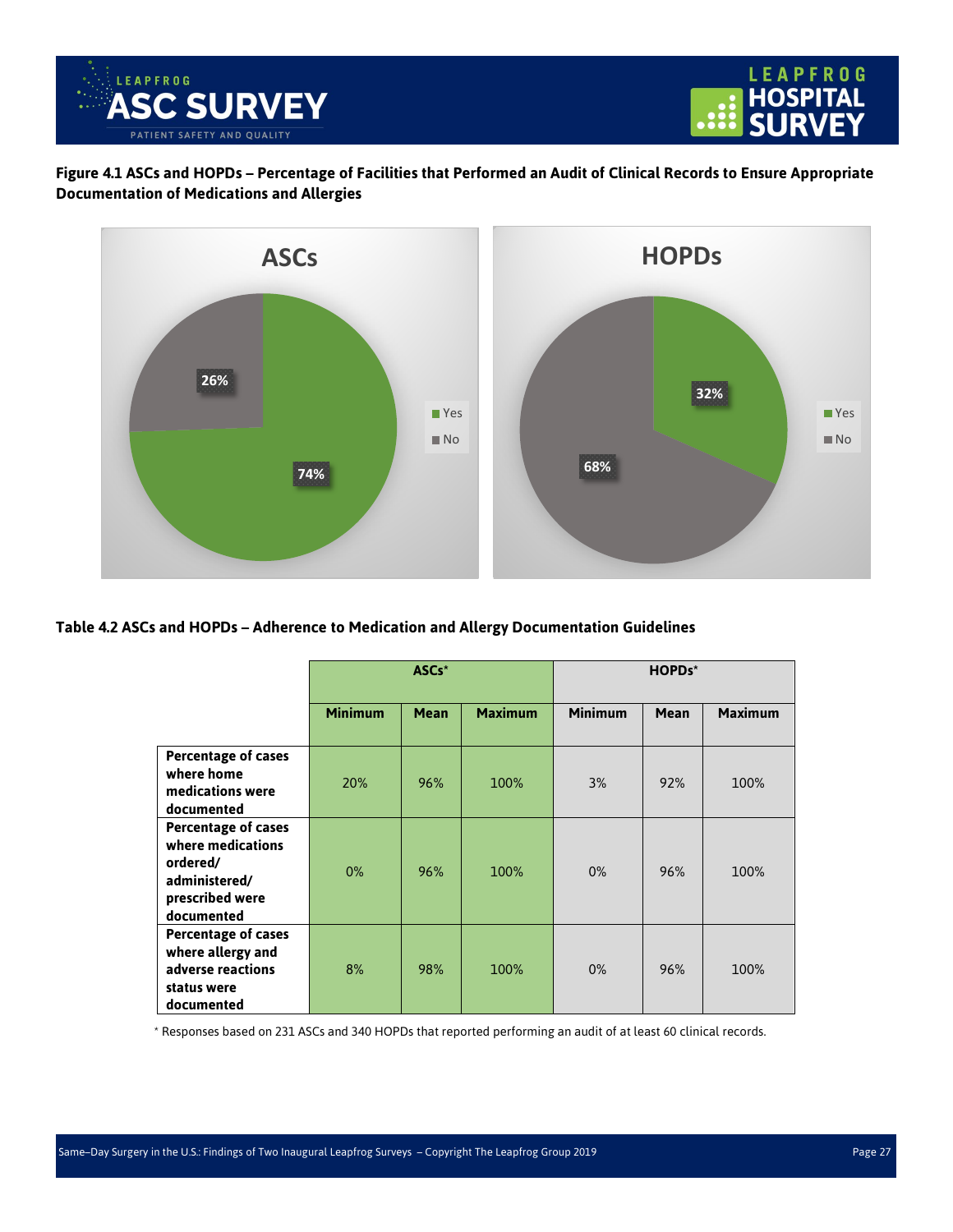**Figure 4.1 ASCs and HOPDs – Percentage of Facilities that Performed an Audit of Clinical Records to Ensure Appropriate Documentation of Medications and Allergies**

**ASCs**

- Yes: 74%
- No: 26%

**HOPDs**

- Yes: 32%
- No: 68%

**Table 4.2 ASCs and HOPDs – Adherence to Medication and Allergy Documentation Guidelines**

| | ASCs* | | | HOPDs* | | |
|---|---|---|---|---|---|---|
| | **Minimum** | **Mean** | **Maximum** | **Minimum** | **Mean** | **Maximum** |
| **Percentage of cases where home medications were documented** | 20% | 96% | 100% | 3% | 92% | 100% |
| **Percentage of cases where medications ordered/ administered/ prescribed were documented** | 0% | 96% | 100% | 0% | 96% | 100% |
| **Percentage of cases where allergy and adverse reactions status were documented** | 8% | 98% | 100% | 0% | 96% | 100% |

* Responses based on 231 ASCs and 340 HOPDs that reported performing an audit of at least 60 clinical records.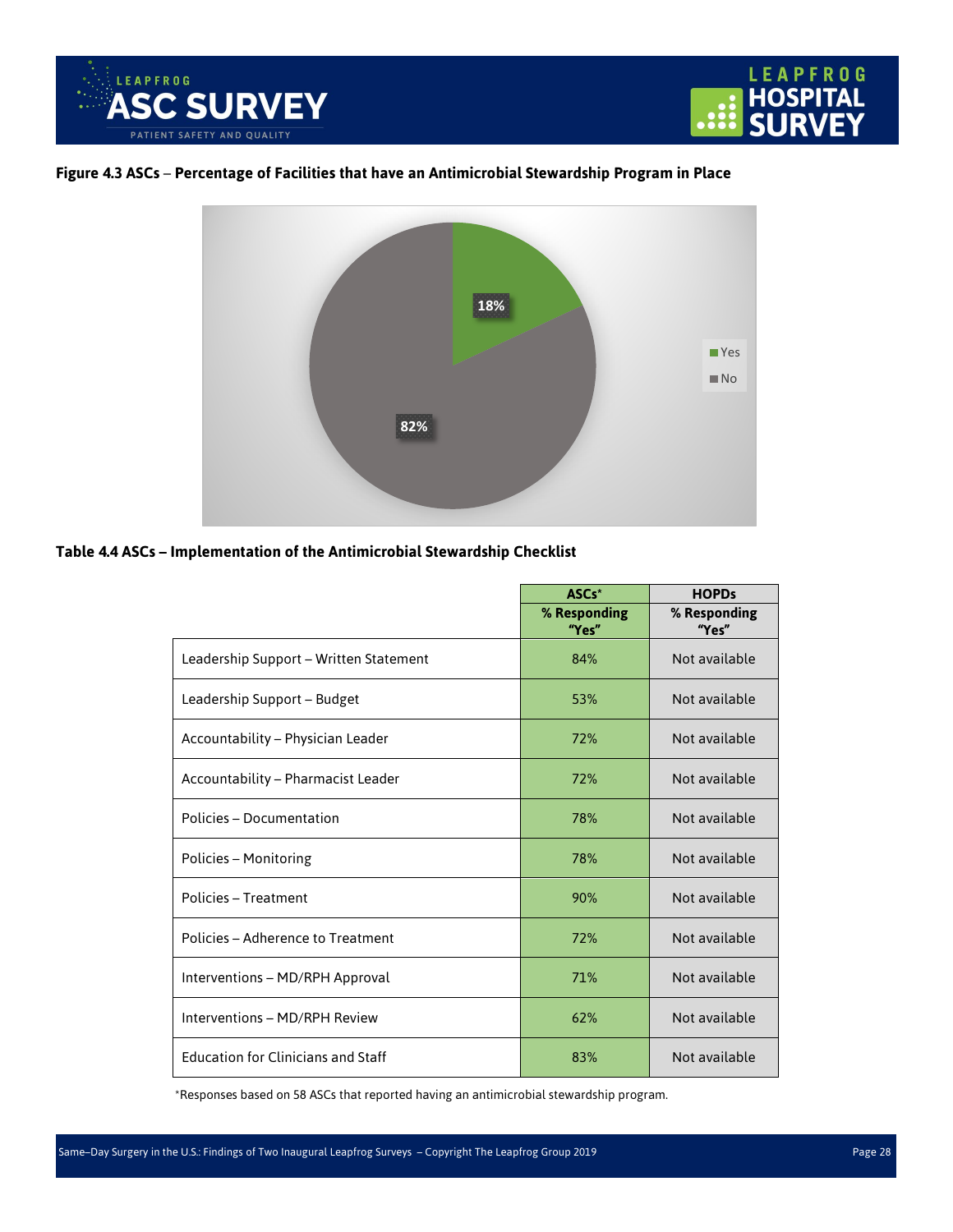**Figure 4.3 ASCs – Percentage of Facilities that have an Antimicrobial Stewardship Program in Place**

| | |
|---|---|
| Yes | 18% |
| No | 82% |

**Table 4.4 ASCs – Implementation of the Antimicrobial Stewardship Checklist**

| | ASCs* | HOPDs |
|---|---|---|
| | % Responding "Yes" | % Responding "Yes" |
| Leadership Support – Written Statement | 84% | Not available |
| Leadership Support – Budget | 53% | Not available |
| Accountability – Physician Leader | 72% | Not available |
| Accountability – Pharmacist Leader | 72% | Not available |
| Policies – Documentation | 78% | Not available |
| Policies – Monitoring | 78% | Not available |
| Policies – Treatment | 90% | Not available |
| Policies – Adherence to Treatment | 72% | Not available |
| Interventions – MD/RPH Approval | 71% | Not available |
| Interventions – MD/RPH Review | 62% | Not available |
| Education for Clinicians and Staff | 83% | Not available |

*Responses based on 58 ASCs that reported having an antimicrobial stewardship program.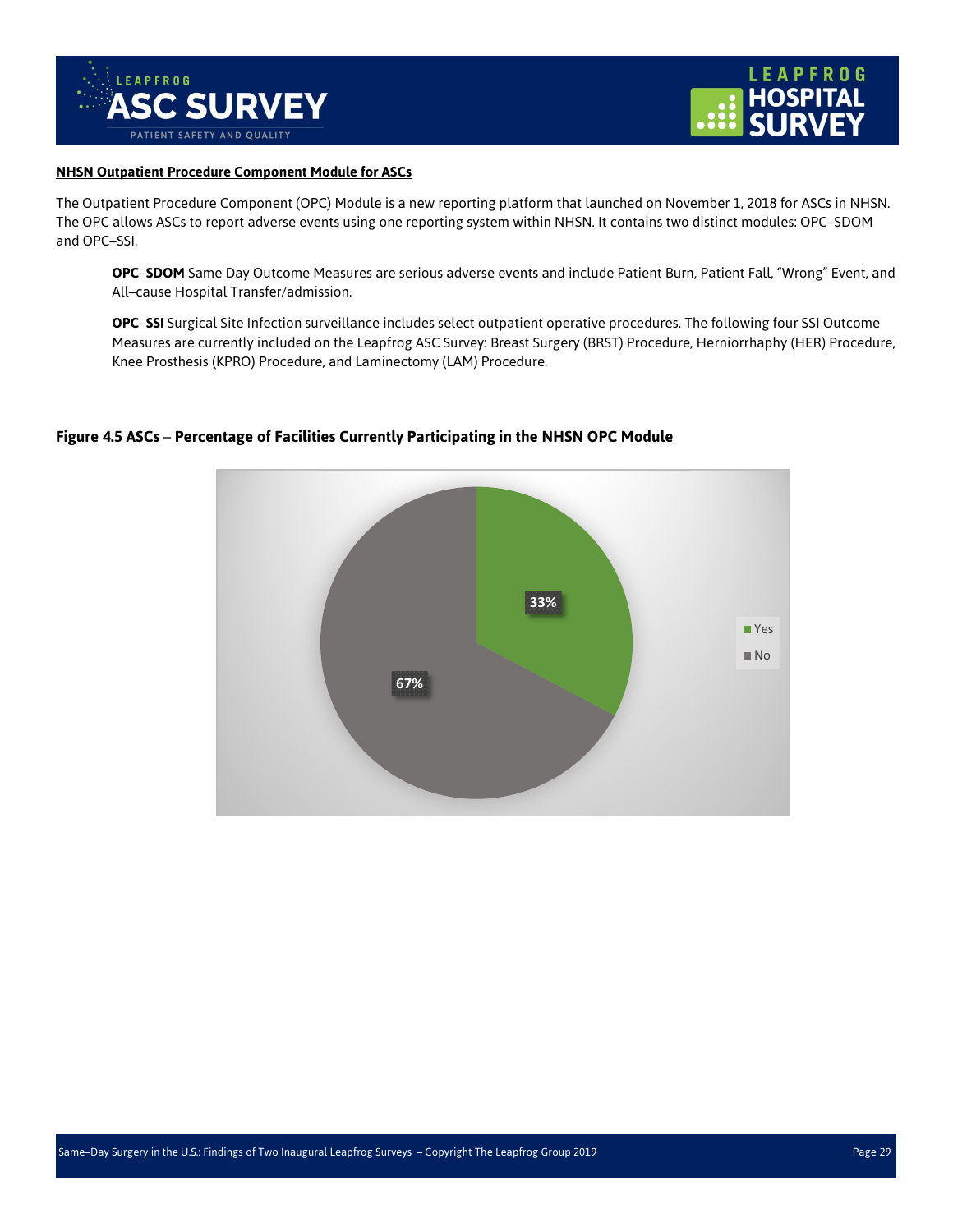**NHSN Outpatient Procedure Component Module for ASCs**

The Outpatient Procedure Component (OPC) Module is a new reporting platform that launched on November 1, 2018 for ASCs in NHSN. The OPC allows ASCs to report adverse events using one reporting system within NHSN. It contains two distinct modules: OPC–SDOM and OPC–SSI.

> **OPC–SDOM** Same Day Outcome Measures are serious adverse events and include Patient Burn, Patient Fall, "Wrong" Event, and All–cause Hospital Transfer/admission.
>
> **OPC–SSI** Surgical Site Infection surveillance includes select outpatient operative procedures. The following four SSI Outcome Measures are currently included on the Leapfrog ASC Survey: Breast Surgery (BRST) Procedure, Herniorrhaphy (HER) Procedure, Knee Prosthesis (KPRO) Procedure, and Laminectomy (LAM) Procedure.

**Figure 4.5 ASCs – Percentage of Facilities Currently Participating in the NHSN OPC Module**

| Response | Percentage |
|---|---|
| Yes | 33% |
| No | 67% |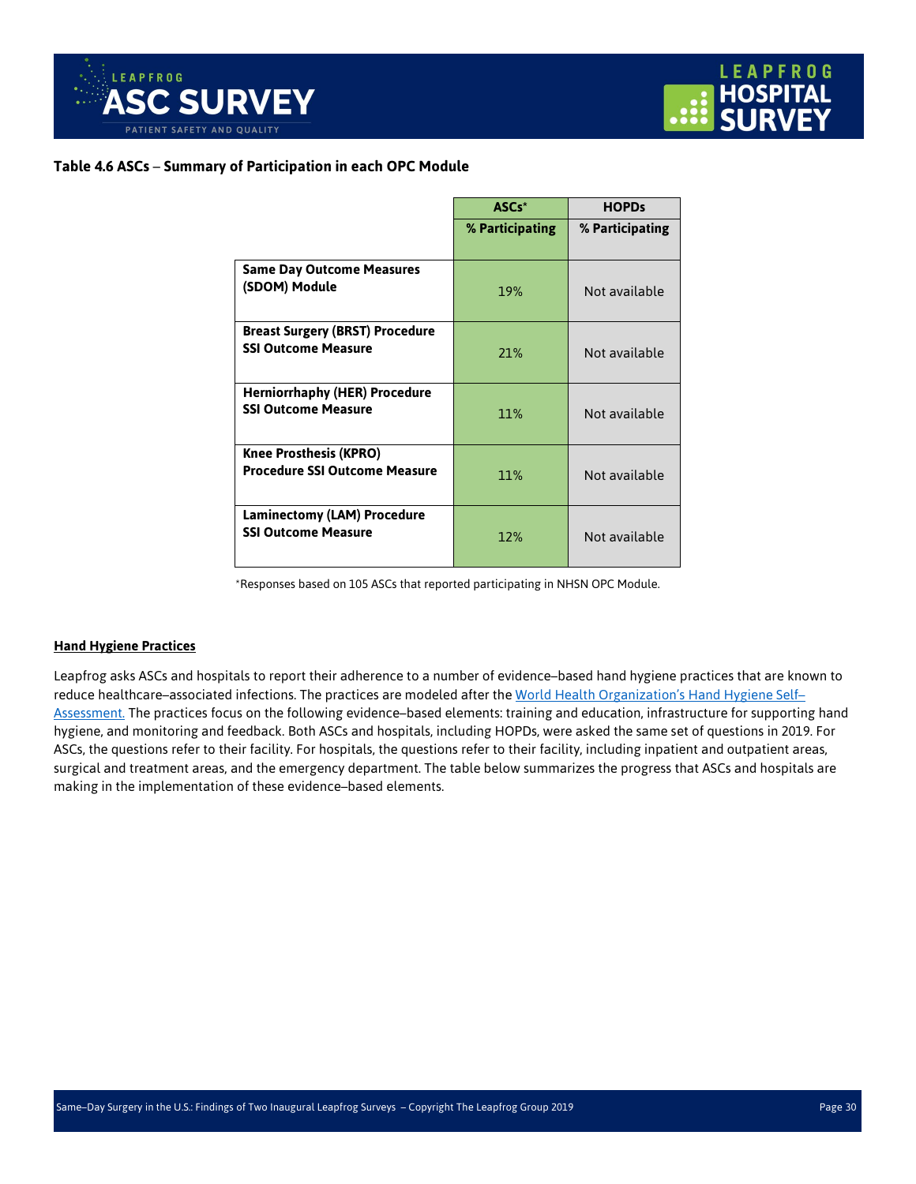**Table 4.6 ASCs – Summary of Participation in each OPC Module**

| | ASCs* | HOPDs |
|---|---|---|
| | % Participating | % Participating |
| **Same Day Outcome Measures (SDOM) Module** | 19% | Not available |
| **Breast Surgery (BRST) Procedure SSI Outcome Measure** | 21% | Not available |
| **Herniorrhaphy (HER) Procedure SSI Outcome Measure** | 11% | Not available |
| **Knee Prosthesis (KPRO) Procedure SSI Outcome Measure** | 11% | Not available |
| **Laminectomy (LAM) Procedure SSI Outcome Measure** | 12% | Not available |

*Responses based on 105 ASCs that reported participating in NHSN OPC Module.

**Hand Hygiene Practices**

Leapfrog asks ASCs and hospitals to report their adherence to a number of evidence–based hand hygiene practices that are known to reduce healthcare–associated infections. The practices are modeled after the World Health Organization's Hand Hygiene Self–Assessment. The practices focus on the following evidence–based elements: training and education, infrastructure for supporting hand hygiene, and monitoring and feedback. Both ASCs and hospitals, including HOPDs, were asked the same set of questions in 2019. For ASCs, the questions refer to their facility. For hospitals, the questions refer to their facility, including inpatient and outpatient areas, surgical and treatment areas, and the emergency department. The table below summarizes the progress that ASCs and hospitals are making in the implementation of these evidence–based elements.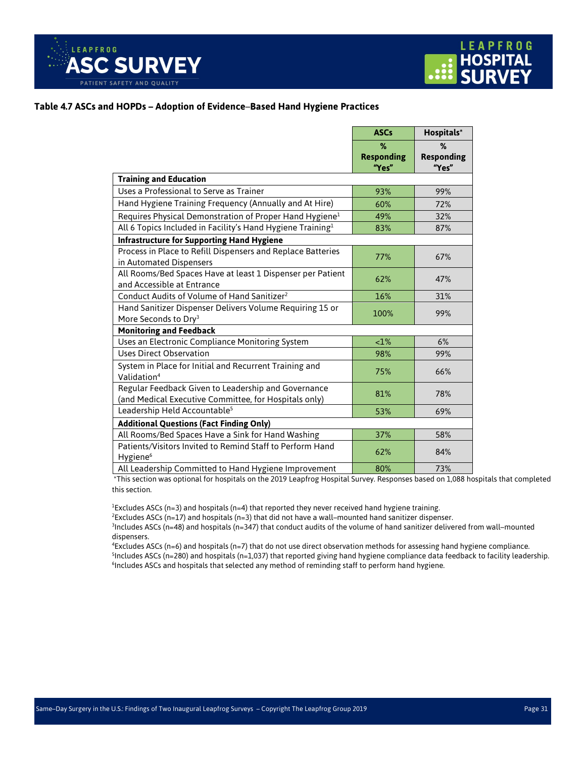### Table 4.7 ASCs and HOPDs – Adoption of Evidence–Based Hand Hygiene Practices

| | ASCs | Hospitals* |
|---|---|---|
| | % Responding "Yes" | % Responding "Yes" |
| **Training and Education** | | |
| Uses a Professional to Serve as Trainer | 93% | 99% |
| Hand Hygiene Training Frequency (Annually and At Hire) | 60% | 72% |
| Requires Physical Demonstration of Proper Hand Hygiene[1] | 49% | 32% |
| All 6 Topics Included in Facility's Hand Hygiene Training[1] | 83% | 87% |
| **Infrastructure for Supporting Hand Hygiene** | | |
| Process in Place to Refill Dispensers and Replace Batteries in Automated Dispensers | 77% | 67% |
| All Rooms/Bed Spaces Have at least 1 Dispenser per Patient and Accessible at Entrance | 62% | 47% |
| Conduct Audits of Volume of Hand Sanitizer[2] | 16% | 31% |
| Hand Sanitizer Dispenser Delivers Volume Requiring 15 or More Seconds to Dry[3] | 100% | 99% |
| **Monitoring and Feedback** | | |
| Uses an Electronic Compliance Monitoring System | <1% | 6% |
| Uses Direct Observation | 98% | 99% |
| System in Place for Initial and Recurrent Training and Validation[4] | 75% | 66% |
| Regular Feedback Given to Leadership and Governance (and Medical Executive Committee, for Hospitals only) | 81% | 78% |
| Leadership Held Accountable[5] | 53% | 69% |
| **Additional Questions (Fact Finding Only)** | | |
| All Rooms/Bed Spaces Have a Sink for Hand Washing | 37% | 58% |
| Patients/Visitors Invited to Remind Staff to Perform Hand Hygiene[6] | 62% | 84% |
| All Leadership Committed to Hand Hygiene Improvement | 80% | 73% |

*This section was optional for hospitals on the 2019 Leapfrog Hospital Survey. Responses based on 1,088 hospitals that completed this section.

[1]Excludes ASCs (n=3) and hospitals (n=4) that reported they never received hand hygiene training.
[2]Excludes ASCs (n=17) and hospitals (n=3) that did not have a wall–mounted hand sanitizer dispenser.
[3]Includes ASCs (n=48) and hospitals (n=347) that conduct audits of the volume of hand sanitizer delivered from wall–mounted dispensers.
[4]Excludes ASCs (n=6) and hospitals (n=7) that do not use direct observation methods for assessing hand hygiene compliance.
[5]Includes ASCs (n=280) and hospitals (n=1,037) that reported giving hand hygiene compliance data feedback to facility leadership.
[6]Includes ASCs and hospitals that selected any method of reminding staff to perform hand hygiene.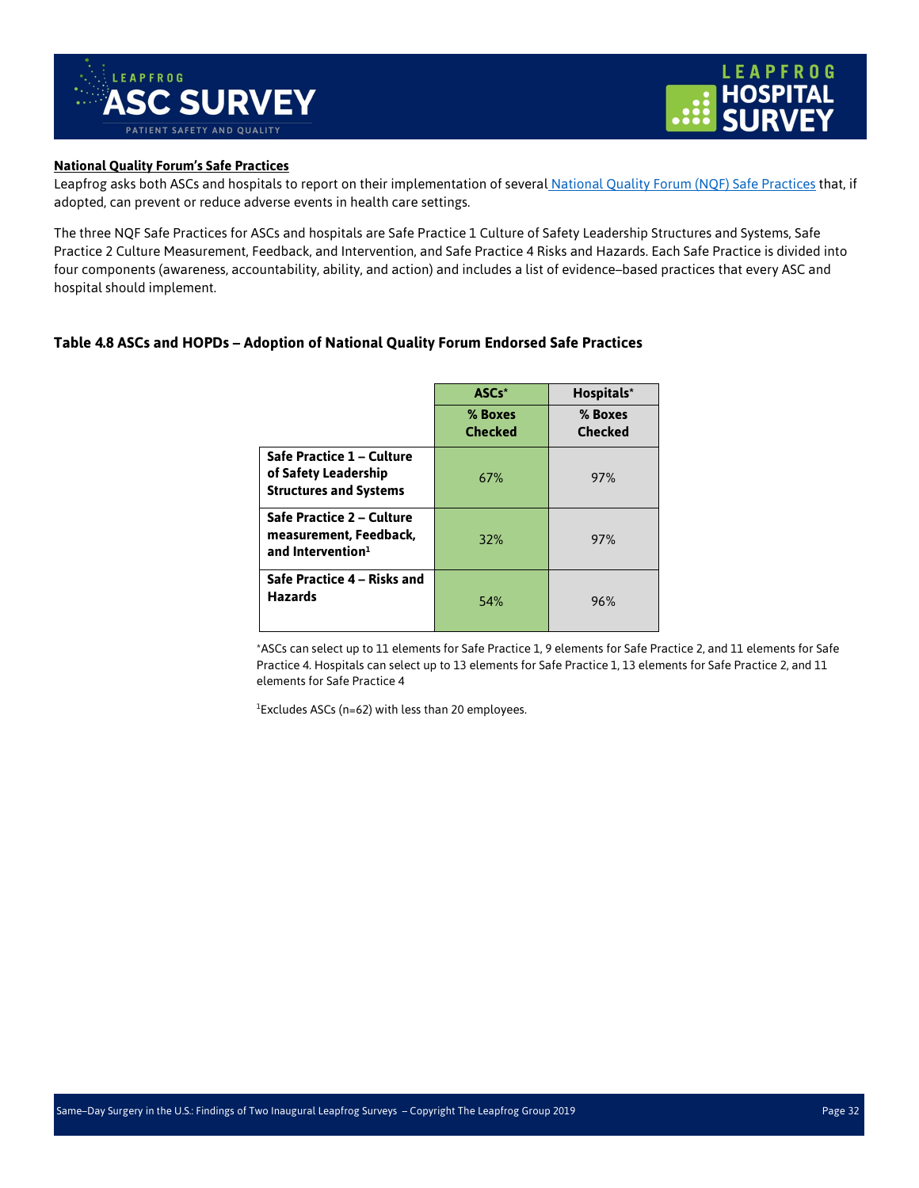**National Quality Forum's Safe Practices**

Leapfrog asks both ASCs and hospitals to report on their implementation of several National Quality Forum (NQF) Safe Practices that, if adopted, can prevent or reduce adverse events in health care settings.

The three NQF Safe Practices for ASCs and hospitals are Safe Practice 1 Culture of Safety Leadership Structures and Systems, Safe Practice 2 Culture Measurement, Feedback, and Intervention, and Safe Practice 4 Risks and Hazards. Each Safe Practice is divided into four components (awareness, accountability, ability, and action) and includes a list of evidence–based practices that every ASC and hospital should implement.

### Table 4.8 ASCs and HOPDs – Adoption of National Quality Forum Endorsed Safe Practices

| | ASCs* | Hospitals* |
|---|---|---|
| | % Boxes Checked | % Boxes Checked |
| **Safe Practice 1 – Culture of Safety Leadership Structures and Systems** | 67% | 97% |
| **Safe Practice 2 – Culture measurement, Feedback, and Intervention[1]** | 32% | 97% |
| **Safe Practice 4 – Risks and Hazards** | 54% | 96% |

*ASCs can select up to 11 elements for Safe Practice 1, 9 elements for Safe Practice 2, and 11 elements for Safe Practice 4. Hospitals can select up to 13 elements for Safe Practice 1, 13 elements for Safe Practice 2, and 11 elements for Safe Practice 4

[1]Excludes ASCs (n=62) with less than 20 employees.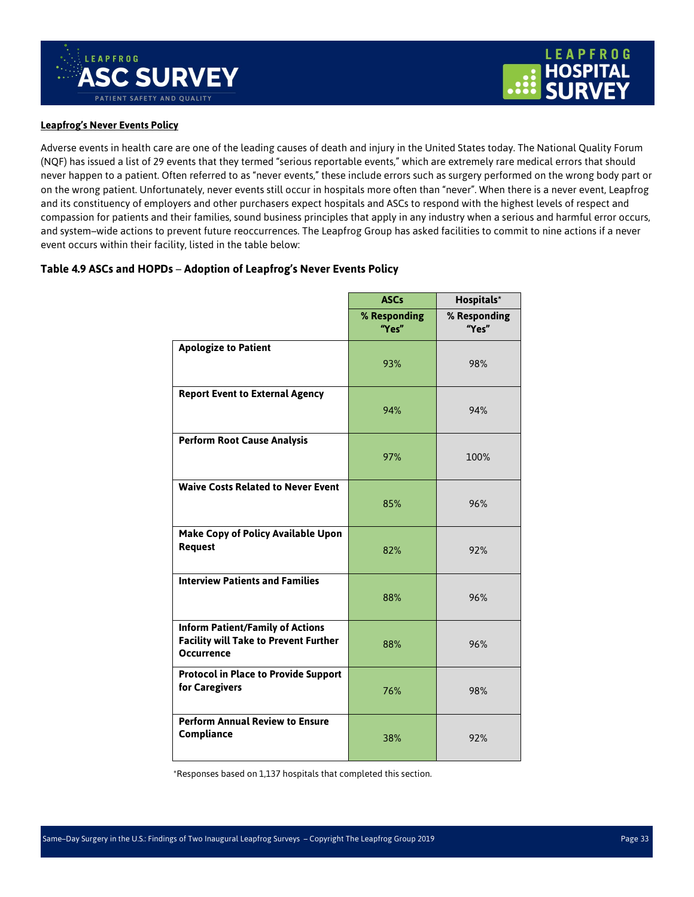**Leapfrog's Never Events Policy**

Adverse events in health care are one of the leading causes of death and injury in the United States today. The National Quality Forum (NQF) has issued a list of 29 events that they termed "serious reportable events," which are extremely rare medical errors that should never happen to a patient. Often referred to as "never events," these include errors such as surgery performed on the wrong body part or on the wrong patient. Unfortunately, never events still occur in hospitals more often than "never". When there is a never event, Leapfrog and its constituency of employers and other purchasers expect hospitals and ASCs to respond with the highest levels of respect and compassion for patients and their families, sound business principles that apply in any industry when a serious and harmful error occurs, and system–wide actions to prevent future reoccurrences. The Leapfrog Group has asked facilities to commit to nine actions if a never event occurs within their facility, listed in the table below:

### Table 4.9 ASCs and HOPDs – Adoption of Leapfrog's Never Events Policy

| | ASCs | Hospitals* |
|---|---|---|
| | % Responding "Yes" | % Responding "Yes" |
| **Apologize to Patient** | 93% | 98% |
| **Report Event to External Agency** | 94% | 94% |
| **Perform Root Cause Analysis** | 97% | 100% |
| **Waive Costs Related to Never Event** | 85% | 96% |
| **Make Copy of Policy Available Upon Request** | 82% | 92% |
| **Interview Patients and Families** | 88% | 96% |
| **Inform Patient/Family of Actions Facility will Take to Prevent Further Occurrence** | 88% | 96% |
| **Protocol in Place to Provide Support for Caregivers** | 76% | 98% |
| **Perform Annual Review to Ensure Compliance** | 38% | 92% |

*Responses based on 1,137 hospitals that completed this section.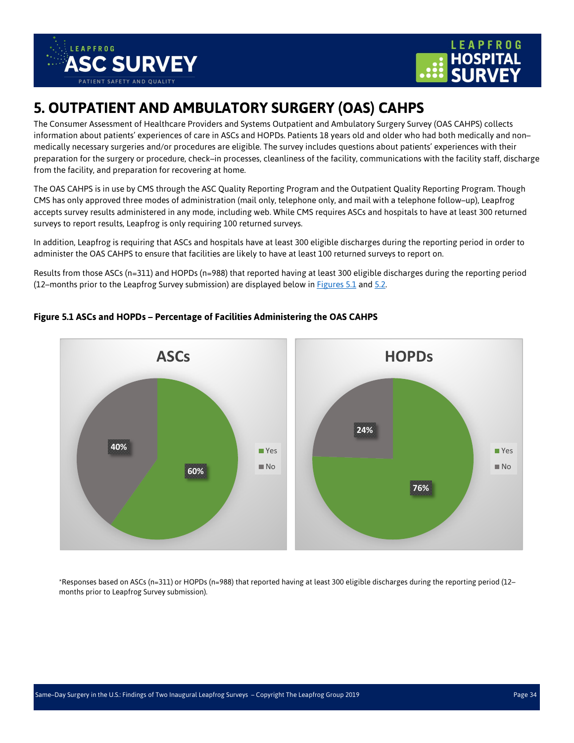# 5. OUTPATIENT AND AMBULATORY SURGERY (OAS) CAHPS

The Consumer Assessment of Healthcare Providers and Systems Outpatient and Ambulatory Surgery Survey (OAS CAHPS) collects information about patients' experiences of care in ASCs and HOPDs. Patients 18 years old and older who had both medically and non–medically necessary surgeries and/or procedures are eligible. The survey includes questions about patients' experiences with their preparation for the surgery or procedure, check–in processes, cleanliness of the facility, communications with the facility staff, discharge from the facility, and preparation for recovering at home.

The OAS CAHPS is in use by CMS through the ASC Quality Reporting Program and the Outpatient Quality Reporting Program. Though CMS has only approved three modes of administration (mail only, telephone only, and mail with a telephone follow–up), Leapfrog accepts survey results administered in any mode, including web. While CMS requires ASCs and hospitals to have at least 300 returned surveys to report results, Leapfrog is only requiring 100 returned surveys.

In addition, Leapfrog is requiring that ASCs and hospitals have at least 300 eligible discharges during the reporting period in order to administer the OAS CAHPS to ensure that facilities are likely to have at least 100 returned surveys to report on.

Results from those ASCs (n=311) and HOPDs (n=988) that reported having at least 300 eligible discharges during the reporting period (12–months prior to the Leapfrog Survey submission) are displayed below in Figures 5.1 and 5.2.

**Figure 5.1 ASCs and HOPDs – Percentage of Facilities Administering the OAS CAHPS**

| | Yes | No |
|---|---|---|
| ASCs | 60% | 40% |
| HOPDs | 76% | 24% |

*Responses based on ASCs (n=311) or HOPDs (n=988) that reported having at least 300 eligible discharges during the reporting period (12–months prior to Leapfrog Survey submission).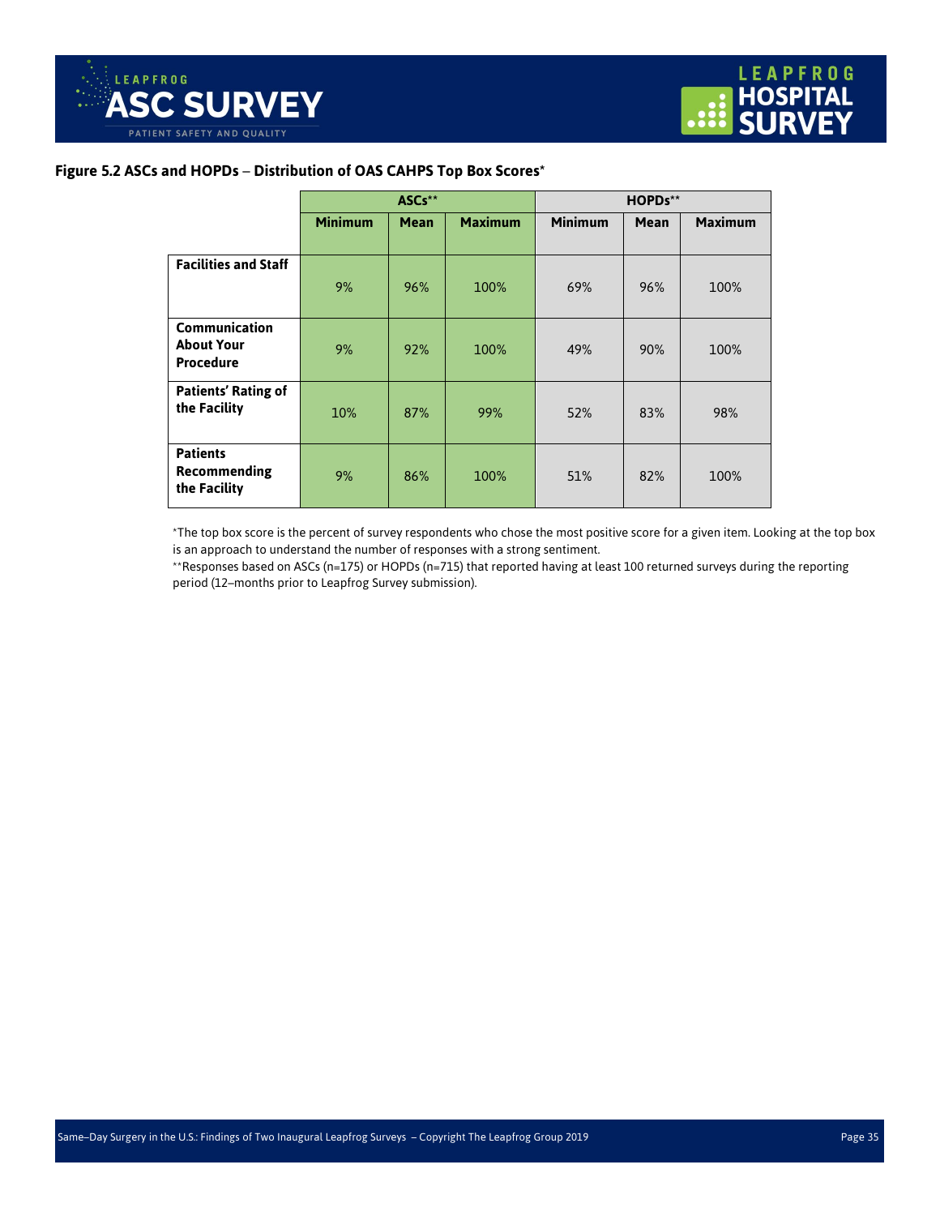**Figure 5.2 ASCs and HOPDs – Distribution of OAS CAHPS Top Box Scores***

| | ASCs** | | | HOPDs** | | |
|---|---|---|---|---|---|---|
| | Minimum | Mean | Maximum | Minimum | Mean | Maximum |
| **Facilities and Staff** | 9% | 96% | 100% | 69% | 96% | 100% |
| **Communication About Your Procedure** | 9% | 92% | 100% | 49% | 90% | 100% |
| **Patients' Rating of the Facility** | 10% | 87% | 99% | 52% | 83% | 98% |
| **Patients Recommending the Facility** | 9% | 86% | 100% | 51% | 82% | 100% |

*The top box score is the percent of survey respondents who chose the most positive score for a given item. Looking at the top box is an approach to understand the number of responses with a strong sentiment.

**Responses based on ASCs (n=175) or HOPDs (n=715) that reported having at least 100 returned surveys during the reporting period (12–months prior to Leapfrog Survey submission).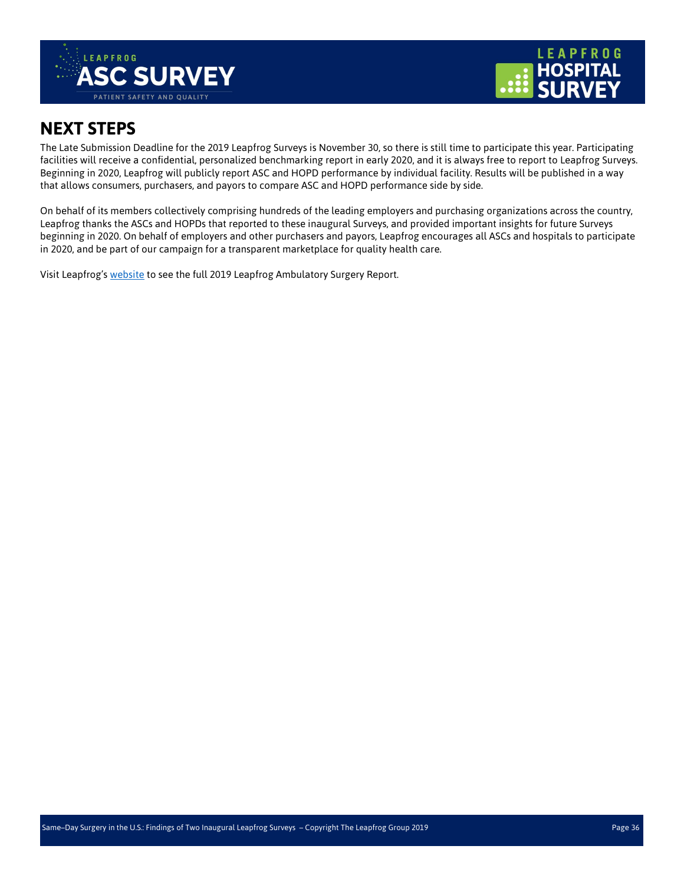## NEXT STEPS

The Late Submission Deadline for the 2019 Leapfrog Surveys is November 30, so there is still time to participate this year. Participating facilities will receive a confidential, personalized benchmarking report in early 2020, and it is always free to report to Leapfrog Surveys. Beginning in 2020, Leapfrog will publicly report ASC and HOPD performance by individual facility. Results will be published in a way that allows consumers, purchasers, and payors to compare ASC and HOPD performance side by side.

On behalf of its members collectively comprising hundreds of the leading employers and purchasing organizations across the country, Leapfrog thanks the ASCs and HOPDs that reported to these inaugural Surveys, and provided important insights for future Surveys beginning in 2020. On behalf of employers and other purchasers and payors, Leapfrog encourages all ASCs and hospitals to participate in 2020, and be part of our campaign for a transparent marketplace for quality health care.

Visit Leapfrog's website to see the full 2019 Leapfrog Ambulatory Surgery Report.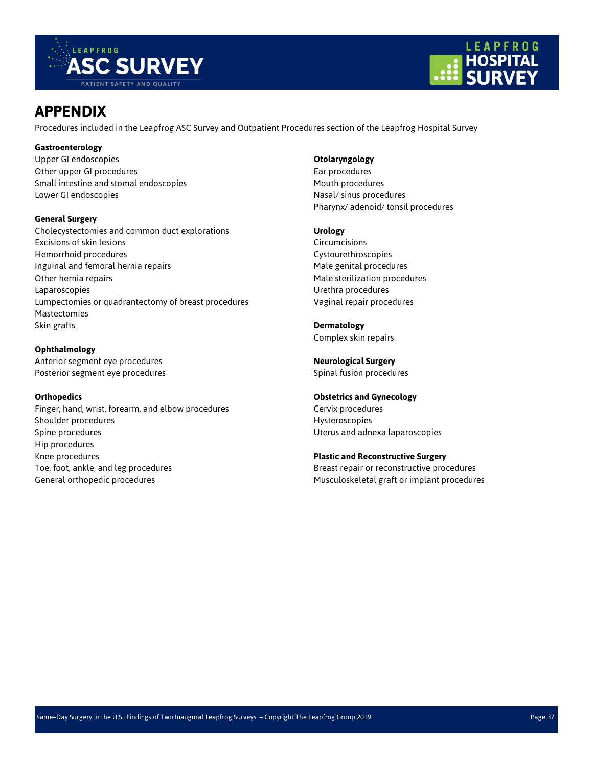# APPENDIX

Procedures included in the Leapfrog ASC Survey and Outpatient Procedures section of the Leapfrog Hospital Survey

**Gastroenterology**
Upper GI endoscopies
Other upper GI procedures
Small intestine and stomal endoscopies
Lower GI endoscopies

**General Surgery**
Cholecystectomies and common duct explorations
Excisions of skin lesions
Hemorrhoid procedures
Inguinal and femoral hernia repairs
Other hernia repairs
Laparoscopies
Lumpectomies or quadrantectomy of breast procedures
Mastectomies
Skin grafts

**Ophthalmology**
Anterior segment eye procedures
Posterior segment eye procedures

**Orthopedics**
Finger, hand, wrist, forearm, and elbow procedures
Shoulder procedures
Spine procedures
Hip procedures
Knee procedures
Toe, foot, ankle, and leg procedures
General orthopedic procedures

**Otolaryngology**
Ear procedures
Mouth procedures
Nasal/ sinus procedures
Pharynx/ adenoid/ tonsil procedures

**Urology**
Circumcisions
Cystourethroscopies
Male genital procedures
Male sterilization procedures
Urethra procedures
Vaginal repair procedures

**Dermatology**
Complex skin repairs

**Neurological Surgery**
Spinal fusion procedures

**Obstetrics and Gynecology**
Cervix procedures
Hysteroscopies
Uterus and adnexa laparoscopies

**Plastic and Reconstructive Surgery**
Breast repair or reconstructive procedures
Musculoskeletal graft or implant procedures